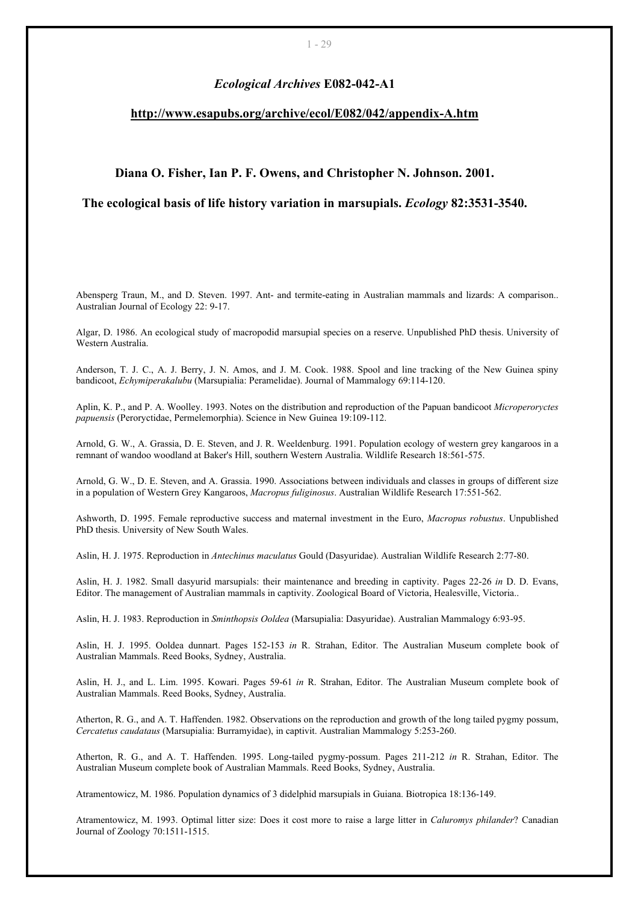### *Ecological Archives* E082-042-A1

**http://www.esapubs.org/archive/ecol/E082/042/appendix-A.htm**

## Diana O. Fisher, Ian P. F. Owens, and Christopher N. Johnson. 2001.

## The ecological basis of life history variation in marsupials. *Ecology* 82:3531-3540.

Abensperg Traun, M., and D. Steven. 1997. Ant- and termite-eating in Australian mammals and lizards: A comparison.. Australian Journal of Ecology 22: 9-17.

Algar, D. 1986. An ecological study of macropodid marsupial species on a reserve. Unpublished PhD thesis. University of Western Australia.

Anderson, T. J. C., A. J. Berry, J. N. Amos, and J. M. Cook. 1988. Spool and line tracking of the New Guinea spiny bandicoot, *Echymiperakalubu* (Marsupialia: Peramelidae). Journal of Mammalogy 69:114-120.

Aplin, K. P., and P. A. Woolley. 1993. Notes on the distribution and reproduction of the Papuan bandicoot *Microperoryctes papuensis* (Peroryctidae, Permelemorphia). Science in New Guinea 19:109-112.

Arnold, G. W., A. Grassia, D. E. Steven, and J. R. Weeldenburg. 1991. Population ecology of western grey kangaroos in a remnant of wandoo woodland at Baker's Hill, southern Western Australia. Wildlife Research 18:561-575.

Arnold, G. W., D. E. Steven, and A. Grassia. 1990. Associations between individuals and classes in groups of different size in a population of Western Grey Kangaroos, *Macropus fuliginosus*. Australian Wildlife Research 17:551-562.

Ashworth, D. 1995. Female reproductive success and maternal investment in the Euro, *Macropus robustus*. Unpublished PhD thesis. University of New South Wales.

Aslin, H. J. 1975. Reproduction in *Antechinus maculatus* Gould (Dasyuridae). Australian Wildlife Research 2:77-80.

Aslin, H. J. 1982. Small dasyurid marsupials: their maintenance and breeding in captivity. Pages 22-26 *in* D. D. Evans, Editor. The management of Australian mammals in captivity. Zoological Board of Victoria, Healesville, Victoria..

Aslin, H. J. 1983. Reproduction in *Sminthopsis Ooldea* (Marsupialia: Dasyuridae). Australian Mammalogy 6:93-95.

Aslin, H. J. 1995. Ooldea dunnart. Pages 152-153 *in* R. Strahan, Editor. The Australian Museum complete book of Australian Mammals. Reed Books, Sydney, Australia.

Aslin, H. J., and L. Lim. 1995. Kowari. Pages 59-61 *in* R. Strahan, Editor. The Australian Museum complete book of Australian Mammals. Reed Books, Sydney, Australia.

Atherton, R. G., and A. T. Haffenden. 1982. Observations on the reproduction and growth of the long tailed pygmy possum, *Cercatetus caudataus* (Marsupialia: Burramyidae), in captivit. Australian Mammalogy 5:253-260.

Atherton, R. G., and A. T. Haffenden. 1995. Long-tailed pygmy-possum. Pages 211-212 *in* R. Strahan, Editor. The Australian Museum complete book of Australian Mammals. Reed Books, Sydney, Australia.

Atramentowicz, M. 1986. Population dynamics of 3 didelphid marsupials in Guiana. Biotropica 18:136-149.

Atramentowicz, M. 1993. Optimal litter size: Does it cost more to raise a large litter in *Caluromys philander*? Canadian Journal of Zoology 70:1511-1515.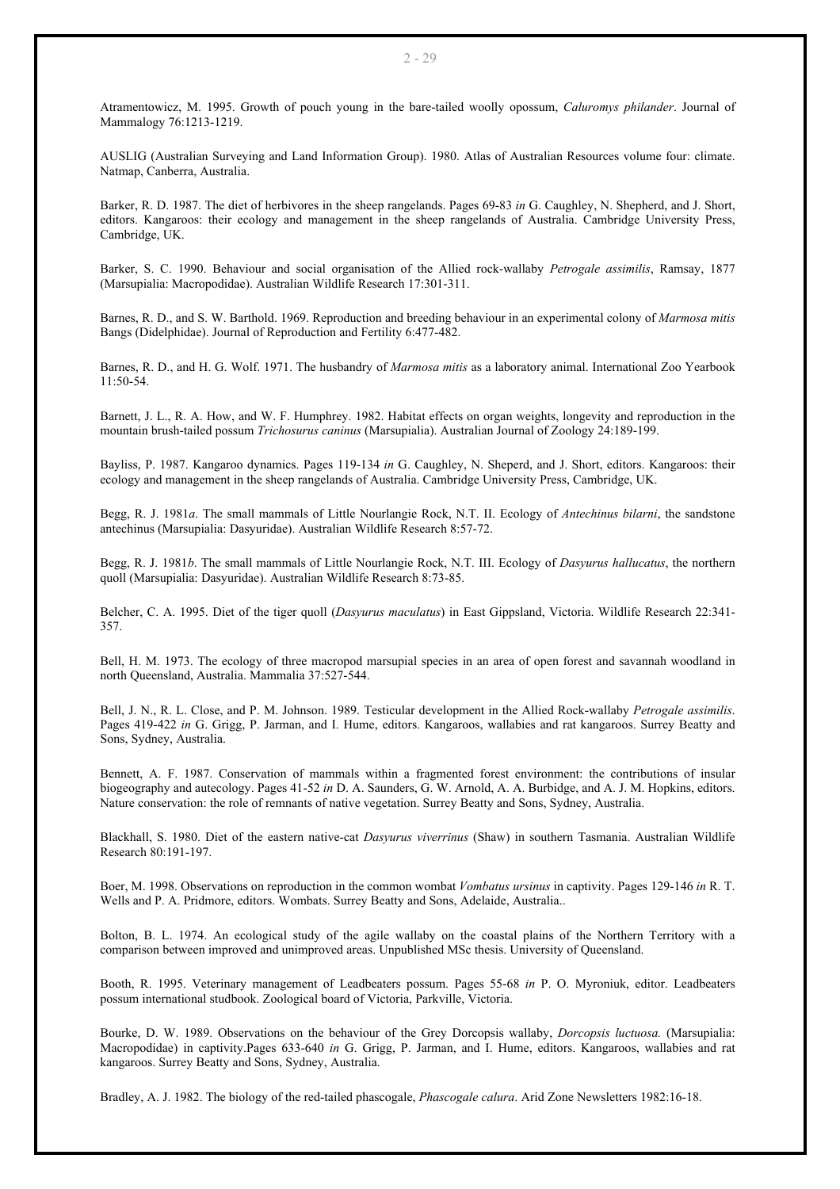Atramentowicz, M. 1995. Growth of pouch young in the bare-tailed woolly opossum, *Caluromys philander*. Journal of Mammalogy 76:1213-1219.

AUSLIG (Australian Surveying and Land Information Group). 1980. Atlas of Australian Resources volume four: climate. Natmap, Canberra, Australia.

Barker, R. D. 1987. The diet of herbivores in the sheep rangelands. Pages 69-83 *in* G. Caughley, N. Shepherd, and J. Short, editors. Kangaroos: their ecology and management in the sheep rangelands of Australia. Cambridge University Press, Cambridge, UK.

Barker, S. C. 1990. Behaviour and social organisation of the Allied rock-wallaby *Petrogale assimilis*, Ramsay, 1877 (Marsupialia: Macropodidae). Australian Wildlife Research 17:301-311.

Barnes, R. D., and S. W. Barthold. 1969. Reproduction and breeding behaviour in an experimental colony of *Marmosa mitis* Bangs (Didelphidae). Journal of Reproduction and Fertility 6:477-482.

Barnes, R. D., and H. G. Wolf. 1971. The husbandry of *Marmosa mitis* as a laboratory animal. International Zoo Yearbook 11:50-54.

Barnett, J. L., R. A. How, and W. F. Humphrey. 1982. Habitat effects on organ weights, longevity and reproduction in the mountain brush-tailed possum *Trichosurus caninus* (Marsupialia). Australian Journal of Zoology 24:189-199.

Bayliss, P. 1987. Kangaroo dynamics. Pages 119-134 *in* G. Caughley, N. Sheperd, and J. Short, editors. Kangaroos: their ecology and management in the sheep rangelands of Australia. Cambridge University Press, Cambridge, UK.

Begg, R. J. 1981*a*. The small mammals of Little Nourlangie Rock, N.T. II. Ecology of *Antechinus bilarni*, the sandstone antechinus (Marsupialia: Dasyuridae). Australian Wildlife Research 8:57-72.

Begg, R. J. 1981*b*. The small mammals of Little Nourlangie Rock, N.T. III. Ecology of *Dasyurus hallucatus*, the northern quoll (Marsupialia: Dasyuridae). Australian Wildlife Research 8:73-85.

Belcher, C. A. 1995. Diet of the tiger quoll (*Dasyurus maculatus*) in East Gippsland, Victoria. Wildlife Research 22:341-357.

Bell, H. M. 1973. The ecology of three macropod marsupial species in an area of open forest and savannah woodland in north Queensland, Australia. Mammalia 37:527-544.

Bell, J. N., R. L. Close, and P. M. Johnson. 1989. Testicular development in the Allied Rock-wallaby *Petrogale assimilis*. Pages 419-422 *in* G. Grigg, P. Jarman, and I. Hume, editors. Kangaroos, wallabies and rat kangaroos. Surrey Beatty and Sons, Sydney, Australia.

Bennett, A. F. 1987. Conservation of mammals within a fragmented forest environment: the contributions of insular biogeography and autecology. Pages 41-52 *in* D. A. Saunders, G. W. Arnold, A. A. Burbidge, and A. J. M. Hopkins, editors. Nature conservation: the role of remnants of native vegetation. Surrey Beatty and Sons, Sydney, Australia.

Blackhall, S. 1980. Diet of the eastern native-cat *Dasyurus viverrinus* (Shaw) in southern Tasmania. Australian Wildlife Research 80:191-197.

Boer, M. 1998. Observations on reproduction in the common wombat *Vombatus ursinus* in captivity. Pages 129-146 *in* R. T. Wells and P. A. Pridmore, editors. Wombats. Surrey Beatty and Sons, Adelaide, Australia..

Bolton, B. L. 1974. An ecological study of the agile wallaby on the coastal plains of the Northern Territory with a comparison between improved and unimproved areas. Unpublished MSc thesis. University of Queensland.

Booth, R. 1995. Veterinary management of Leadbeaters possum. Pages 55-68 *in* P. O. Myroniuk, editor. Leadbeaters possum international studbook. Zoological board of Victoria, Parkville, Victoria.

Bourke, D. W. 1989. Observations on the behaviour of the Grey Dorcopsis wallaby, *Dorcopsis luctuosa.* (Marsupialia: Macropodidae) in captivity.Pages 633-640 *in* G. Grigg, P. Jarman, and I. Hume, editors. Kangaroos, wallabies and rat kangaroos. Surrey Beatty and Sons, Sydney, Australia.

Bradley, A. J. 1982. The biology of the red-tailed phascogale, *Phascogale calura*. Arid Zone Newsletters 1982:16-18.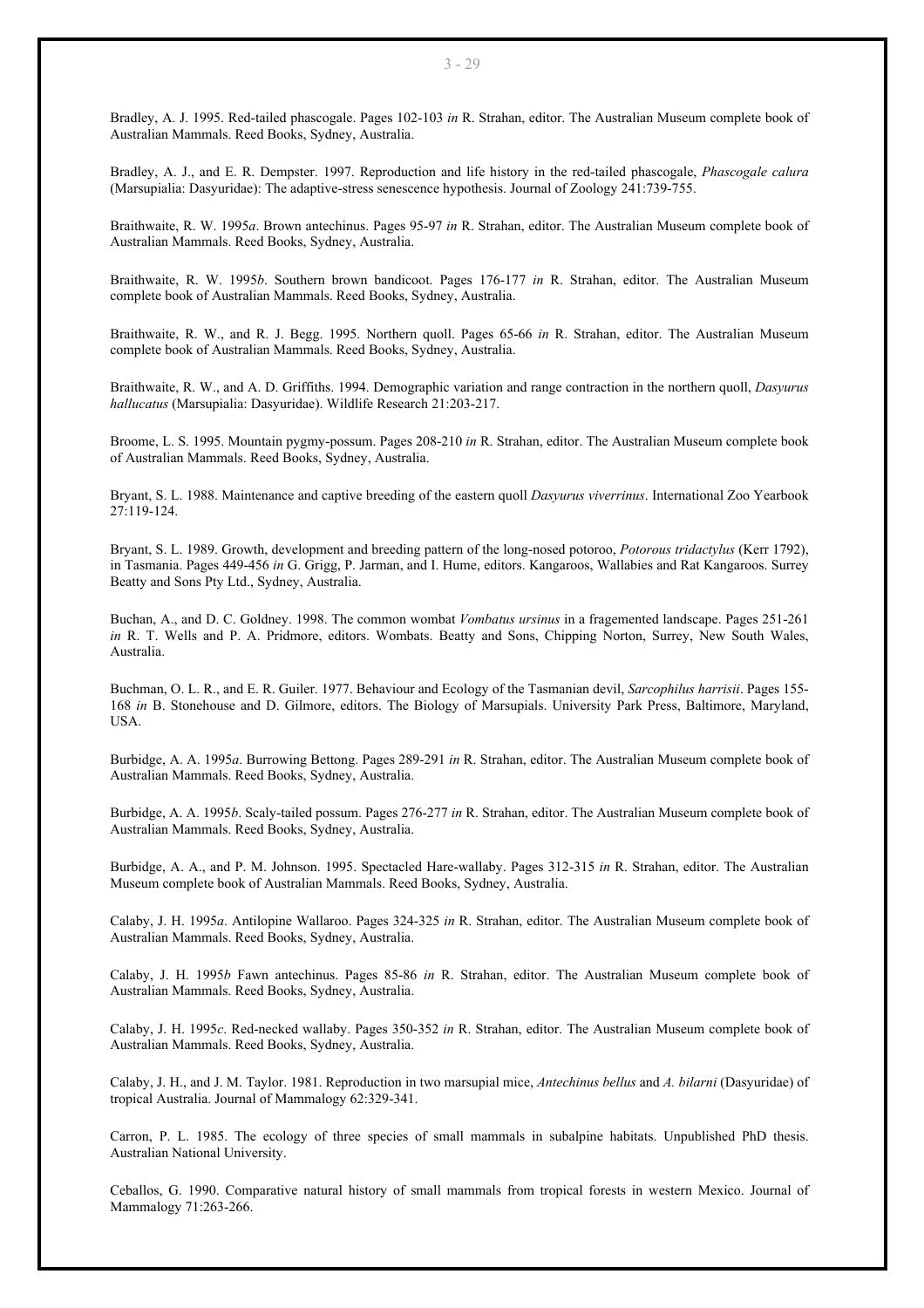Bradley, A. J. 1995. Red-tailed phascogale. Pages 102-103 *in* R. Strahan, editor. The Australian Museum complete book of Australian Mammals. Reed Books, Sydney, Australia.

Bradley, A. J., and E. R. Dempster. 1997. Reproduction and life history in the red-tailed phascogale, *Phascogale calura* (Marsupialia: Dasyuridae): The adaptive-stress senescence hypothesis. Journal of Zoology 241:739-755.

Braithwaite, R. W. 1995*a*. Brown antechinus. Pages 95-97 *in* R. Strahan, editor. The Australian Museum complete book of Australian Mammals. Reed Books, Sydney, Australia.

Braithwaite, R. W. 1995*b*. Southern brown bandicoot. Pages 176-177 *in* R. Strahan, editor. The Australian Museum complete book of Australian Mammals. Reed Books, Sydney, Australia.

Braithwaite, R. W., and R. J. Begg. 1995. Northern quoll. Pages 65-66 *in* R. Strahan, editor. The Australian Museum complete book of Australian Mammals. Reed Books, Sydney, Australia.

Braithwaite, R. W., and A. D. Griffiths. 1994. Demographic variation and range contraction in the northern quoll, *Dasyurus hallucatus* (Marsupialia: Dasyuridae). Wildlife Research 21:203-217.

Broome, L. S. 1995. Mountain pygmy-possum. Pages 208-210 *in* R. Strahan, editor. The Australian Museum complete book of Australian Mammals. Reed Books, Sydney, Australia.

Bryant, S. L. 1988. Maintenance and captive breeding of the eastern quoll *Dasyurus viverrinus*. International Zoo Yearbook 27:119-124.

Bryant, S. L. 1989. Growth, development and breeding pattern of the long-nosed potoroo, *Potorous tridactylus* (Kerr 1792), in Tasmania. Pages 449-456 *in* G. Grigg, P. Jarman, and I. Hume, editors. Kangaroos, Wallabies and Rat Kangaroos. Surrey Beatty and Sons Pty Ltd., Sydney, Australia.

Buchan, A., and D. C. Goldney. 1998. The common wombat *Vombatus ursinus* in a fragemented landscape. Pages 251-261 *in* R. T. Wells and P. A. Pridmore, editors. Wombats. Beatty and Sons, Chipping Norton, Surrey, New South Wales, Australia.

Buchman, O. L. R., and E. R. Guiler. 1977. Behaviour and Ecology of the Tasmanian devil, *Sarcophilus harrisii*. Pages 155-168 *in* B. Stonehouse and D. Gilmore, editors. The Biology of Marsupials. University Park Press, Baltimore, Maryland, USA.

Burbidge, A. A. 1995*a*. Burrowing Bettong. Pages 289-291 *in* R. Strahan, editor. The Australian Museum complete book of Australian Mammals. Reed Books, Sydney, Australia.

Burbidge, A. A. 1995*b*. Scaly-tailed possum. Pages 276-277 *in* R. Strahan, editor. The Australian Museum complete book of Australian Mammals. Reed Books, Sydney, Australia.

Burbidge, A. A., and P. M. Johnson. 1995. Spectacled Hare-wallaby. Pages 312-315 *in* R. Strahan, editor. The Australian Museum complete book of Australian Mammals. Reed Books, Sydney, Australia.

Calaby, J. H. 1995*a*. Antilopine Wallaroo. Pages 324-325 *in* R. Strahan, editor. The Australian Museum complete book of Australian Mammals. Reed Books, Sydney, Australia.

Calaby, J. H. 1995*b* Fawn antechinus. Pages 85-86 *in* R. Strahan, editor. The Australian Museum complete book of Australian Mammals. Reed Books, Sydney, Australia.

Calaby, J. H. 1995*c*. Red-necked wallaby. Pages 350-352 *in* R. Strahan, editor. The Australian Museum complete book of Australian Mammals. Reed Books, Sydney, Australia.

Calaby, J. H., and J. M. Taylor. 1981. Reproduction in two marsupial mice, *Antechinus bellus* and *A. bilarni* (Dasyuridae) of tropical Australia. Journal of Mammalogy 62:329-341.

Carron, P. L. 1985. The ecology of three species of small mammals in subalpine habitats. Unpublished PhD thesis. Australian National University.

Ceballos, G. 1990. Comparative natural history of small mammals from tropical forests in western Mexico. Journal of Mammalogy 71:263-266.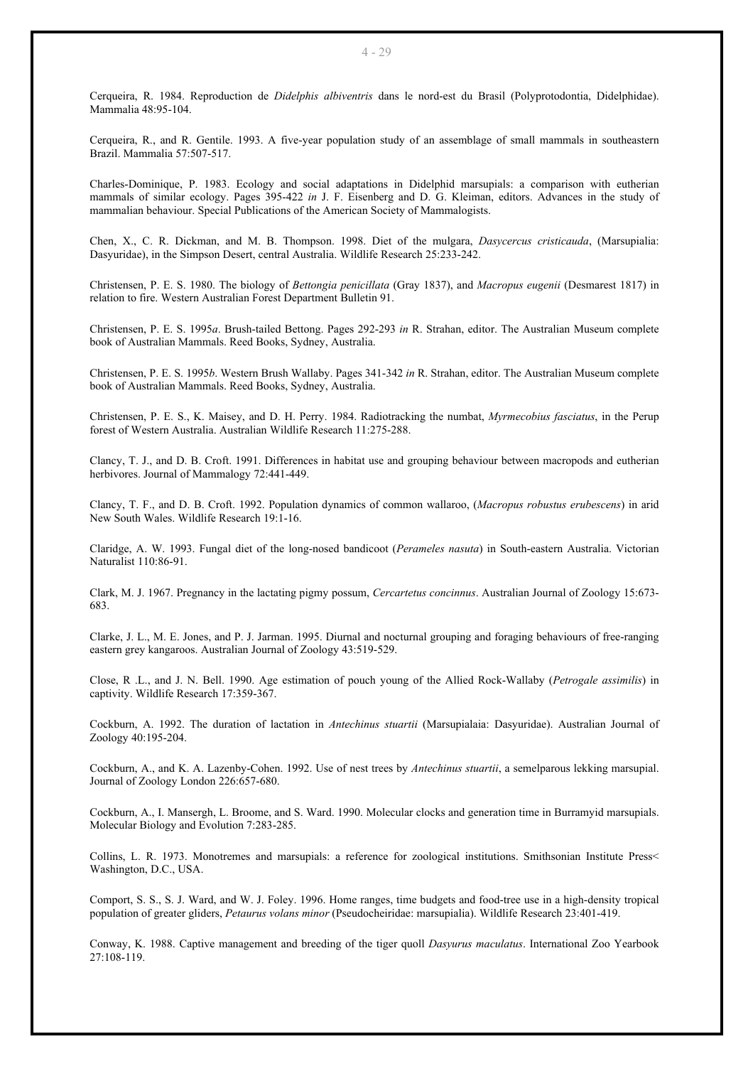Cerqueira, R. 1984. Reproduction de *Didelphis albiventris* dans le nord-est du Brasil (Polyprotodontia, Didelphidae). Mammalia 48:95-104.

Cerqueira, R., and R. Gentile. 1993. A five-year population study of an assemblage of small mammals in southeastern Brazil. Mammalia 57:507-517.

Charles-Dominique, P. 1983. Ecology and social adaptations in Didelphid marsupials: a comparison with eutherian mammals of similar ecology. Pages 395-422 *in* J. F. Eisenberg and D. G. Kleiman, editors. Advances in the study of mammalian behaviour. Special Publications of the American Society of Mammalogists.

Chen, X., C. R. Dickman, and M. B. Thompson. 1998. Diet of the mulgara, *Dasycercus cristicauda*, (Marsupialia: Dasyuridae), in the Simpson Desert, central Australia. Wildlife Research 25:233-242.

Christensen, P. E. S. 1980. The biology of *Bettongia penicillata* (Gray 1837), and *Macropus eugenii* (Desmarest 1817) in relation to fire. Western Australian Forest Department Bulletin 91.

Christensen, P. E. S. 1995*a*. Brush-tailed Bettong. Pages 292-293 *in* R. Strahan, editor. The Australian Museum complete book of Australian Mammals. Reed Books, Sydney, Australia.

Christensen, P. E. S. 1995*b*. Western Brush Wallaby. Pages 341-342 *in* R. Strahan, editor. The Australian Museum complete book of Australian Mammals. Reed Books, Sydney, Australia.

Christensen, P. E. S., K. Maisey, and D. H. Perry. 1984. Radiotracking the numbat, *Myrmecobius fasciatus*, in the Perup forest of Western Australia. Australian Wildlife Research 11:275-288.

Clancy, T. J., and D. B. Croft. 1991. Differences in habitat use and grouping behaviour between macropods and eutherian herbivores. Journal of Mammalogy 72:441-449.

Clancy, T. F., and D. B. Croft. 1992. Population dynamics of common wallaroo, (*Macropus robustus erubescens*) in arid New South Wales. Wildlife Research 19:1-16.

Claridge, A. W. 1993. Fungal diet of the long-nosed bandicoot (*Perameles nasuta*) in South-eastern Australia. Victorian Naturalist 110:86-91.

Clark, M. J. 1967. Pregnancy in the lactating pigmy possum, *Cercartetus concinnus*. Australian Journal of Zoology 15:673-683.

Clarke, J. L., M. E. Jones, and P. J. Jarman. 1995. Diurnal and nocturnal grouping and foraging behaviours of free-ranging eastern grey kangaroos. Australian Journal of Zoology 43:519-529.

Close, R .L., and J. N. Bell. 1990. Age estimation of pouch young of the Allied Rock-Wallaby (*Petrogale assimilis*) in captivity. Wildlife Research 17:359-367.

Cockburn, A. 1992. The duration of lactation in *Antechinus stuartii* (Marsupialaia: Dasyuridae). Australian Journal of Zoology 40:195-204.

Cockburn, A., and K. A. Lazenby-Cohen. 1992. Use of nest trees by *Antechinus stuartii*, a semelparous lekking marsupial. Journal of Zoology London 226:657-680.

Cockburn, A., I. Mansergh, L. Broome, and S. Ward. 1990. Molecular clocks and generation time in Burramyid marsupials. Molecular Biology and Evolution 7:283-285.

Collins, L. R. 1973. Monotremes and marsupials: a reference for zoological institutions. Smithsonian Institute Press< Washington, D.C., USA.

Comport, S. S., S. J. Ward, and W. J. Foley. 1996. Home ranges, time budgets and food-tree use in a high-density tropical population of greater gliders, *Petaurus volans minor* (Pseudocheiridae: marsupialia). Wildlife Research 23:401-419.

Conway, K. 1988. Captive management and breeding of the tiger quoll *Dasyurus maculatus*. International Zoo Yearbook 27:108-119.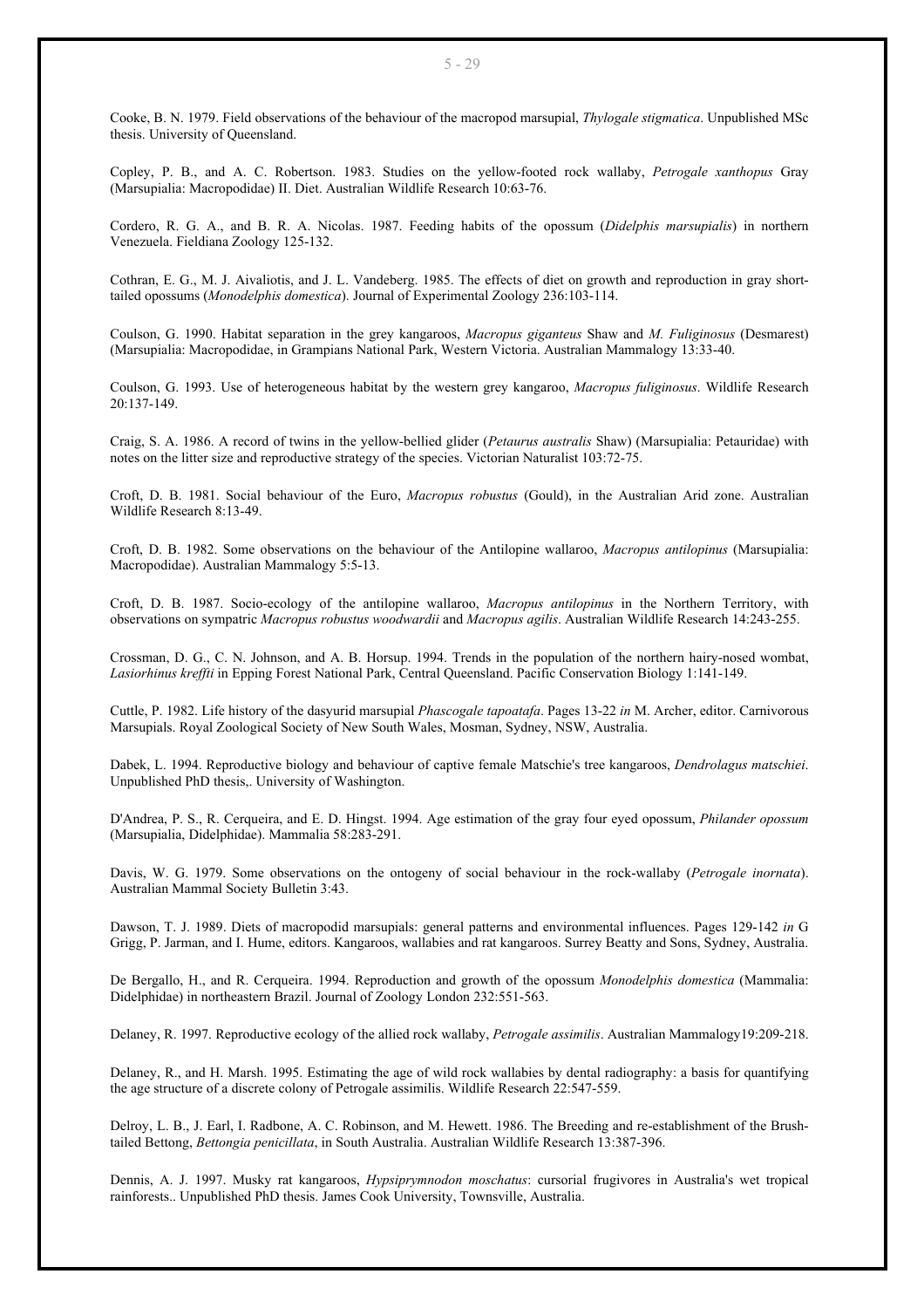Cooke, B. N. 1979. Field observations of the behaviour of the macropod marsupial, *Thylogale stigmatica*. Unpublished MSc thesis. University of Queensland.

Copley, P. B., and A. C. Robertson. 1983. Studies on the yellow-footed rock wallaby, *Petrogale xanthopus* Gray (Marsupialia: Macropodidae) II. Diet. Australian Wildlife Research 10:63-76.

Cordero, R. G. A., and B. R. A. Nicolas. 1987. Feeding habits of the opossum (*Didelphis marsupialis*) in northern Venezuela. Fieldiana Zoology 125-132.

Cothran, E. G., M. J. Aivaliotis, and J. L. Vandeberg. 1985. The effects of diet on growth and reproduction in gray short-tailed opossums (*Monodelphis domestica*). Journal of Experimental Zoology 236:103-114.

Coulson, G. 1990. Habitat separation in the grey kangaroos, *Macropus giganteus* Shaw and *M. Fuliginosus* (Desmarest) (Marsupialia: Macropodidae, in Grampians National Park, Western Victoria. Australian Mammalogy 13:33-40.

Coulson, G. 1993. Use of heterogeneous habitat by the western grey kangaroo, *Macropus fuliginosus*. Wildlife Research 20:137-149.

Craig, S. A. 1986. A record of twins in the yellow-bellied glider (*Petaurus australis* Shaw) (Marsupialia: Petauridae) with notes on the litter size and reproductive strategy of the species. Victorian Naturalist 103:72-75.

Croft, D. B. 1981. Social behaviour of the Euro, *Macropus robustus* (Gould), in the Australian Arid zone. Australian Wildlife Research 8:13-49.

Croft, D. B. 1982. Some observations on the behaviour of the Antilopine wallaroo, *Macropus antilopinus* (Marsupialia: Macropodidae). Australian Mammalogy 5:5-13.

Croft, D. B. 1987. Socio-ecology of the antilopine wallaroo, *Macropus antilopinus* in the Northern Territory, with observations on sympatric *Macropus robustus woodwardii* and *Macropus agilis*. Australian Wildlife Research 14:243-255.

Crossman, D. G., C. N. Johnson, and A. B. Horsup. 1994. Trends in the population of the northern hairy-nosed wombat, *Lasiorhinus krefftii* in Epping Forest National Park, Central Queensland. Pacific Conservation Biology 1:141-149.

Cuttle, P. 1982. Life history of the dasyurid marsupial *Phascogale tapoatafa*. Pages 13-22 *in* M. Archer, editor. Carnivorous Marsupials. Royal Zoological Society of New South Wales, Mosman, Sydney, NSW, Australia.

Dabek, L. 1994. Reproductive biology and behaviour of captive female Matschie's tree kangaroos, *Dendrolagus matschiei*. Unpublished PhD thesis,. University of Washington.

D'Andrea, P. S., R. Cerqueira, and E. D. Hingst. 1994. Age estimation of the gray four eyed opossum, *Philander opossum* (Marsupialia, Didelphidae). Mammalia 58:283-291.

Davis, W. G. 1979. Some observations on the ontogeny of social behaviour in the rock-wallaby (*Petrogale inornata*). Australian Mammal Society Bulletin 3:43.

Dawson, T. J. 1989. Diets of macropodid marsupials: general patterns and environmental influences. Pages 129-142 *in* G Grigg, P. Jarman, and I. Hume, editors. Kangaroos, wallabies and rat kangaroos. Surrey Beatty and Sons, Sydney, Australia.

De Bergallo, H., and R. Cerqueira. 1994. Reproduction and growth of the opossum *Monodelphis domestica* (Mammalia: Didelphidae) in northeastern Brazil. Journal of Zoology London 232:551-563.

Delaney, R. 1997. Reproductive ecology of the allied rock wallaby, *Petrogale assimilis*. Australian Mammalogy19:209-218.

Delaney, R., and H. Marsh. 1995. Estimating the age of wild rock wallabies by dental radiography: a basis for quantifying the age structure of a discrete colony of Petrogale assimilis. Wildlife Research 22:547-559.

Delroy, L. B., J. Earl, I. Radbone, A. C. Robinson, and M. Hewett. 1986. The Breeding and re-establishment of the Brush-tailed Bettong, *Bettongia penicillata*, in South Australia. Australian Wildlife Research 13:387-396.

Dennis, A. J. 1997. Musky rat kangaroos, *Hypsiprymnodon moschatus*: cursorial frugivores in Australia's wet tropical rainforests.. Unpublished PhD thesis. James Cook University, Townsville, Australia.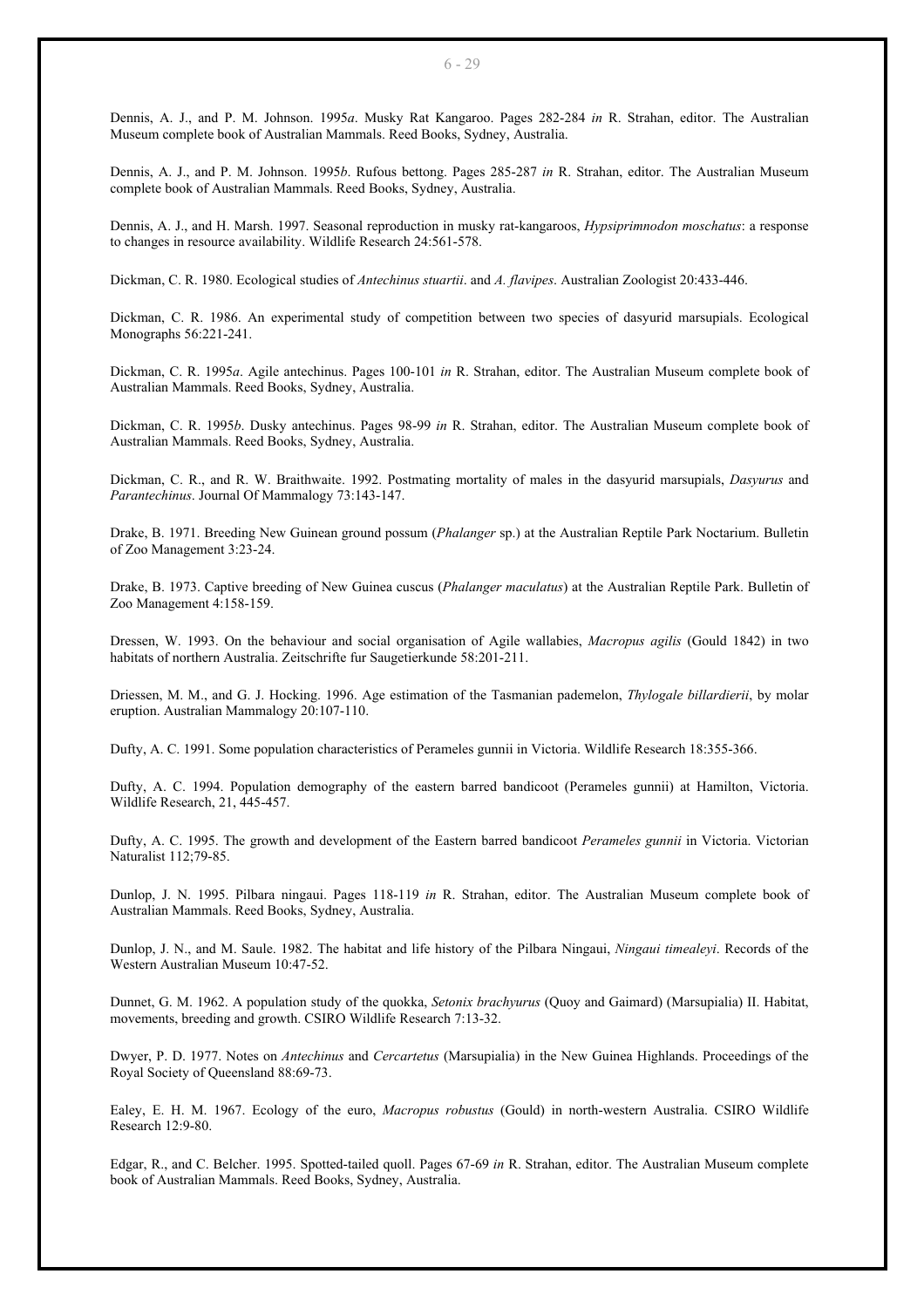Dennis, A. J., and P. M. Johnson. 1995*a*. Musky Rat Kangaroo. Pages 282-284 *in* R. Strahan, editor. The Australian Museum complete book of Australian Mammals. Reed Books, Sydney, Australia.

Dennis, A. J., and P. M. Johnson. 1995*b*. Rufous bettong. Pages 285-287 *in* R. Strahan, editor. The Australian Museum complete book of Australian Mammals. Reed Books, Sydney, Australia.

Dennis, A. J., and H. Marsh. 1997. Seasonal reproduction in musky rat-kangaroos, *Hypsiprimnodon moschatus*: a response to changes in resource availability. Wildlife Research 24:561-578.

Dickman, C. R. 1980. Ecological studies of *Antechinus stuartii*. and *A. flavipes*. Australian Zoologist 20:433-446.

Dickman, C. R. 1986. An experimental study of competition between two species of dasyurid marsupials. Ecological Monographs 56:221-241.

Dickman, C. R. 1995*a*. Agile antechinus. Pages 100-101 *in* R. Strahan, editor. The Australian Museum complete book of Australian Mammals. Reed Books, Sydney, Australia.

Dickman, C. R. 1995*b*. Dusky antechinus. Pages 98-99 *in* R. Strahan, editor. The Australian Museum complete book of Australian Mammals. Reed Books, Sydney, Australia.

Dickman, C. R., and R. W. Braithwaite. 1992. Postmating mortality of males in the dasyurid marsupials, *Dasyurus* and *Parantechinus*. Journal Of Mammalogy 73:143-147.

Drake, B. 1971. Breeding New Guinean ground possum (*Phalanger* sp.) at the Australian Reptile Park Noctarium. Bulletin of Zoo Management 3:23-24.

Drake, B. 1973. Captive breeding of New Guinea cuscus (*Phalanger maculatus*) at the Australian Reptile Park. Bulletin of Zoo Management 4:158-159.

Dressen, W. 1993. On the behaviour and social organisation of Agile wallabies, *Macropus agilis* (Gould 1842) in two habitats of northern Australia. Zeitschrifte fur Saugetierkunde 58:201-211.

Driessen, M. M., and G. J. Hocking. 1996. Age estimation of the Tasmanian pademelon, *Thylogale billardierii*, by molar eruption. Australian Mammalogy 20:107-110.

Dufty, A. C. 1991. Some population characteristics of Perameles gunnii in Victoria. Wildlife Research 18:355-366.

Dufty, A. C. 1994. Population demography of the eastern barred bandicoot (Perameles gunnii) at Hamilton, Victoria. Wildlife Research, 21, 445-457.

Dufty, A. C. 1995. The growth and development of the Eastern barred bandicoot *Perameles gunnii* in Victoria. Victorian Naturalist 112;79-85.

Dunlop, J. N. 1995. Pilbara ningaui. Pages 118-119 *in* R. Strahan, editor. The Australian Museum complete book of Australian Mammals. Reed Books, Sydney, Australia.

Dunlop, J. N., and M. Saule. 1982. The habitat and life history of the Pilbara Ningaui, *Ningaui timealeyi*. Records of the Western Australian Museum 10:47-52.

Dunnet, G. M. 1962. A population study of the quokka, *Setonix brachyurus* (Quoy and Gaimard) (Marsupialia) II. Habitat, movements, breeding and growth. CSIRO Wildlife Research 7:13-32.

Dwyer, P. D. 1977. Notes on *Antechinus* and *Cercartetus* (Marsupialia) in the New Guinea Highlands. Proceedings of the Royal Society of Queensland 88:69-73.

Ealey, E. H. M. 1967. Ecology of the euro, *Macropus robustus* (Gould) in north-western Australia. CSIRO Wildlife Research 12:9-80.

Edgar, R., and C. Belcher. 1995. Spotted-tailed quoll. Pages 67-69 *in* R. Strahan, editor. The Australian Museum complete book of Australian Mammals. Reed Books, Sydney, Australia.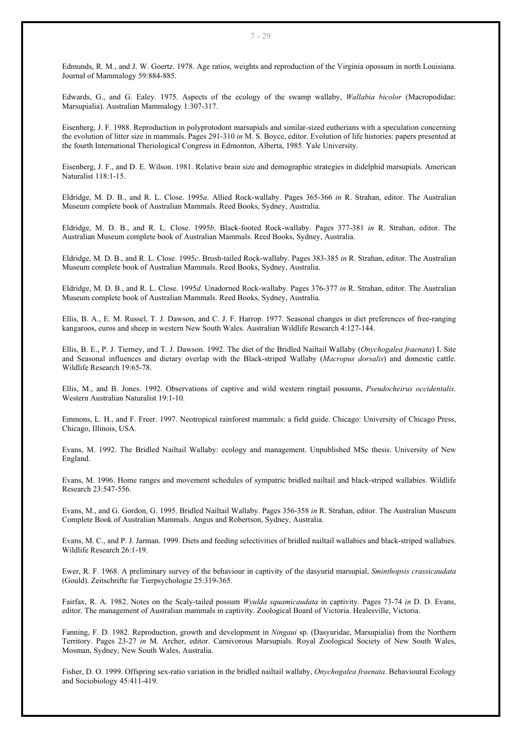Edmunds, R. M., and J. W. Goertz. 1978. Age ratios, weights and reproduction of the Virginia opossum in north Louisiana. Journal of Mammalogy 59:884-885.

Edwards, G., and G. Ealey. 1975. Aspects of the ecology of the swamp wallaby, *Wallabia bicolor* (Macropodidae: Marsupialia). Australian Mammalogy 1:307-317.

Eisenberg, J. F. 1988. Reproduction in polyprotodont marsupials and similar-sized eutherians with a speculation concerning the evolution of litter size in mammals. Pages 291-310 *in* M. S. Boyce, editor. Evolution of life histories: papers presented at the fourth International Theriological Congress in Edmonton, Alberta, 1985. Yale University.

Eisenberg, J. F., and D. E. Wilson. 1981. Relative brain size and demographic strategies in didelphid marsupials. American Naturalist 118:1-15.

Eldridge, M. D. B., and R. L. Close. 1995*a*. Allied Rock-wallaby. Pages 365-366 *in* R. Strahan, editor. The Australian Museum complete book of Australian Mammals. Reed Books, Sydney, Australia.

Eldridge, M. D. B., and R. L. Close. 1995*b*. Black-footed Rock-wallaby. Pages 377-381 *in* R. Strahan, editor. The Australian Museum complete book of Australian Mammals. Reed Books, Sydney, Australia.

Eldridge, M. D. B., and R. L. Close. 1995*c*. Brush-tailed Rock-wallaby. Pages 383-385 *in* R. Strahan, editor. The Australian Museum complete book of Australian Mammals. Reed Books, Sydney, Australia.

Eldridge, M. D. B., and R. L. Close. 1995*d*. Unadorned Rock-wallaby. Pages 376-377 *in* R. Strahan, editor. The Australian Museum complete book of Australian Mammals. Reed Books, Sydney, Australia.

Ellis, B. A., E. M. Russel, T. J. Dawson, and C. J. F. Harrop. 1977. Seasonal changes in diet preferences of free-ranging kangaroos, euros and sheep in western New South Wales. Australian Wildlife Research 4:127-144.

Ellis, B. E., P. J. Tierney, and T. J. Dawson. 1992. The diet of the Bridled Nailtail Wallaby (*Onychogalea fraenata*) I. Site and Seasonal influences and dietary overlap with the Black-striped Wallaby (*Macropus dorsalis*) and domestic cattle. Wildlife Research 19:65-78.

Ellis, M., and B. Jones. 1992. Observations of captive and wild western ringtail possums, *Pseudocheirus occidentalis*. Western Australian Naturalist 19:1-10.

Emmons, L. H., and F. Freer. 1997. Neotropical rainforest mammals: a field guide. Chicago: University of Chicago Press, Chicago, Illinois, USA.

Evans, M. 1992. The Bridled Nailtail Wallaby: ecology and management. Unpublished MSc thesis. University of New England.

Evans, M. 1996. Home ranges and movement schedules of sympatric bridled nailtail and black-striped wallabies. Wildlife Research 23:547-556.

Evans, M., and G. Gordon, G. 1995. Bridled Nailtail Wallaby. Pages 356-358 *in* R. Strahan, editor. The Australian Museum Complete Book of Australian Mammals. Angus and Robertson, Sydney, Australia.

Evans, M. C., and P. J. Jarman. 1999. Diets and feeding selectivities of bridled nailtail wallabies and black-striped wallabies. Wildlife Research 26:1-19.

Ewer, R. F. 1968. A preliminary survey of the behaviour in captivity of the dasyurid marsupial, *Sminthopsis crassicaudata* (Gould). Zeitschrifte fur Tierpsychologie 25:319-365.

Fairfax, R. A. 1982. Notes on the Scaly-tailed possum *Wyulda squamicaudata* in captivity. Pages 73-74 *in* D. D. Evans, editor. The management of Australian mammals in captivity. Zoological Board of Victoria. Healesville, Victoria.

Fanning, F. D. 1982. Reproduction, growth and development in *Ningaui* sp. (Dasyuridae, Marsupialia) from the Northern Territory. Pages 23-27 *in* M. Archer, editor. Carnivorous Marsupials. Royal Zoological Society of New South Wales, Mosman, Sydney, New South Wales, Australia.

Fisher, D. O. 1999. Offspring sex-ratio variation in the bridled nailtail wallaby, *Onychogalea fraenata*. Behavioural Ecology and Sociobiology 45:411-419.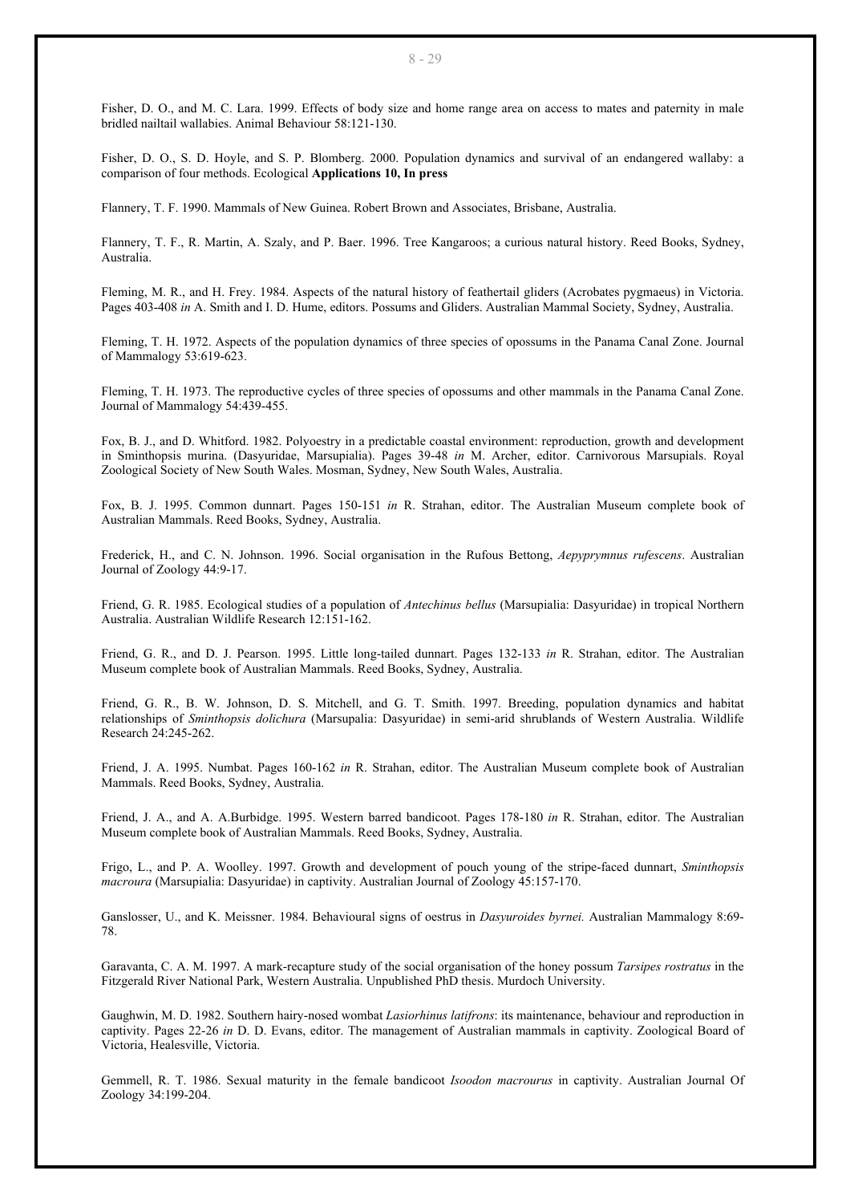Fisher, D. O., and M. C. Lara. 1999. Effects of body size and home range area on access to mates and paternity in male bridled nailtail wallabies. Animal Behaviour 58:121-130.

Fisher, D. O., S. D. Hoyle, and S. P. Blomberg. 2000. Population dynamics and survival of an endangered wallaby: a comparison of four methods. Ecological **Applications 10, In press**

Flannery, T. F. 1990. Mammals of New Guinea. Robert Brown and Associates, Brisbane, Australia.

Flannery, T. F., R. Martin, A. Szaly, and P. Baer. 1996. Tree Kangaroos; a curious natural history. Reed Books, Sydney, Australia.

Fleming, M. R., and H. Frey. 1984. Aspects of the natural history of feathertail gliders (Acrobates pygmaeus) in Victoria. Pages 403-408 *in* A. Smith and I. D. Hume, editors. Possums and Gliders. Australian Mammal Society, Sydney, Australia.

Fleming, T. H. 1972. Aspects of the population dynamics of three species of opossums in the Panama Canal Zone. Journal of Mammalogy 53:619-623.

Fleming, T. H. 1973. The reproductive cycles of three species of opossums and other mammals in the Panama Canal Zone. Journal of Mammalogy 54:439-455.

Fox, B. J., and D. Whitford. 1982. Polyoestry in a predictable coastal environment: reproduction, growth and development in Sminthopsis murina. (Dasyuridae, Marsupialia). Pages 39-48 *in* M. Archer, editor. Carnivorous Marsupials. Royal Zoological Society of New South Wales. Mosman, Sydney, New South Wales, Australia.

Fox, B. J. 1995. Common dunnart. Pages 150-151 *in* R. Strahan, editor. The Australian Museum complete book of Australian Mammals. Reed Books, Sydney, Australia.

Frederick, H., and C. N. Johnson. 1996. Social organisation in the Rufous Bettong, *Aepyprymnus rufescens*. Australian Journal of Zoology 44:9-17.

Friend, G. R. 1985. Ecological studies of a population of *Antechinus bellus* (Marsupialia: Dasyuridae) in tropical Northern Australia. Australian Wildlife Research 12:151-162.

Friend, G. R., and D. J. Pearson. 1995. Little long-tailed dunnart. Pages 132-133 *in* R. Strahan, editor. The Australian Museum complete book of Australian Mammals. Reed Books, Sydney, Australia.

Friend, G. R., B. W. Johnson, D. S. Mitchell, and G. T. Smith. 1997. Breeding, population dynamics and habitat relationships of *Sminthopsis dolichura* (Marsupalia: Dasyuridae) in semi-arid shrublands of Western Australia. Wildlife Research 24:245-262.

Friend, J. A. 1995. Numbat. Pages 160-162 *in* R. Strahan, editor. The Australian Museum complete book of Australian Mammals. Reed Books, Sydney, Australia.

Friend, J. A., and A. A.Burbidge. 1995. Western barred bandicoot. Pages 178-180 *in* R. Strahan, editor. The Australian Museum complete book of Australian Mammals. Reed Books, Sydney, Australia.

Frigo, L., and P. A. Woolley. 1997. Growth and development of pouch young of the stripe-faced dunnart, *Sminthopsis macroura* (Marsupialia: Dasyuridae) in captivity. Australian Journal of Zoology 45:157-170.

Ganslosser, U., and K. Meissner. 1984. Behavioural signs of oestrus in *Dasyuroides byrnei.* Australian Mammalogy 8:69-78.

Garavanta, C. A. M. 1997. A mark-recapture study of the social organisation of the honey possum *Tarsipes rostratus* in the Fitzgerald River National Park, Western Australia. Unpublished PhD thesis. Murdoch University.

Gaughwin, M. D. 1982. Southern hairy-nosed wombat *Lasiorhinus latifrons*: its maintenance, behaviour and reproduction in captivity. Pages 22-26 *in* D. D. Evans, editor. The management of Australian mammals in captivity. Zoological Board of Victoria, Healesville, Victoria.

Gemmell, R. T. 1986. Sexual maturity in the female bandicoot *Isoodon macrourus* in captivity. Australian Journal Of Zoology 34:199-204.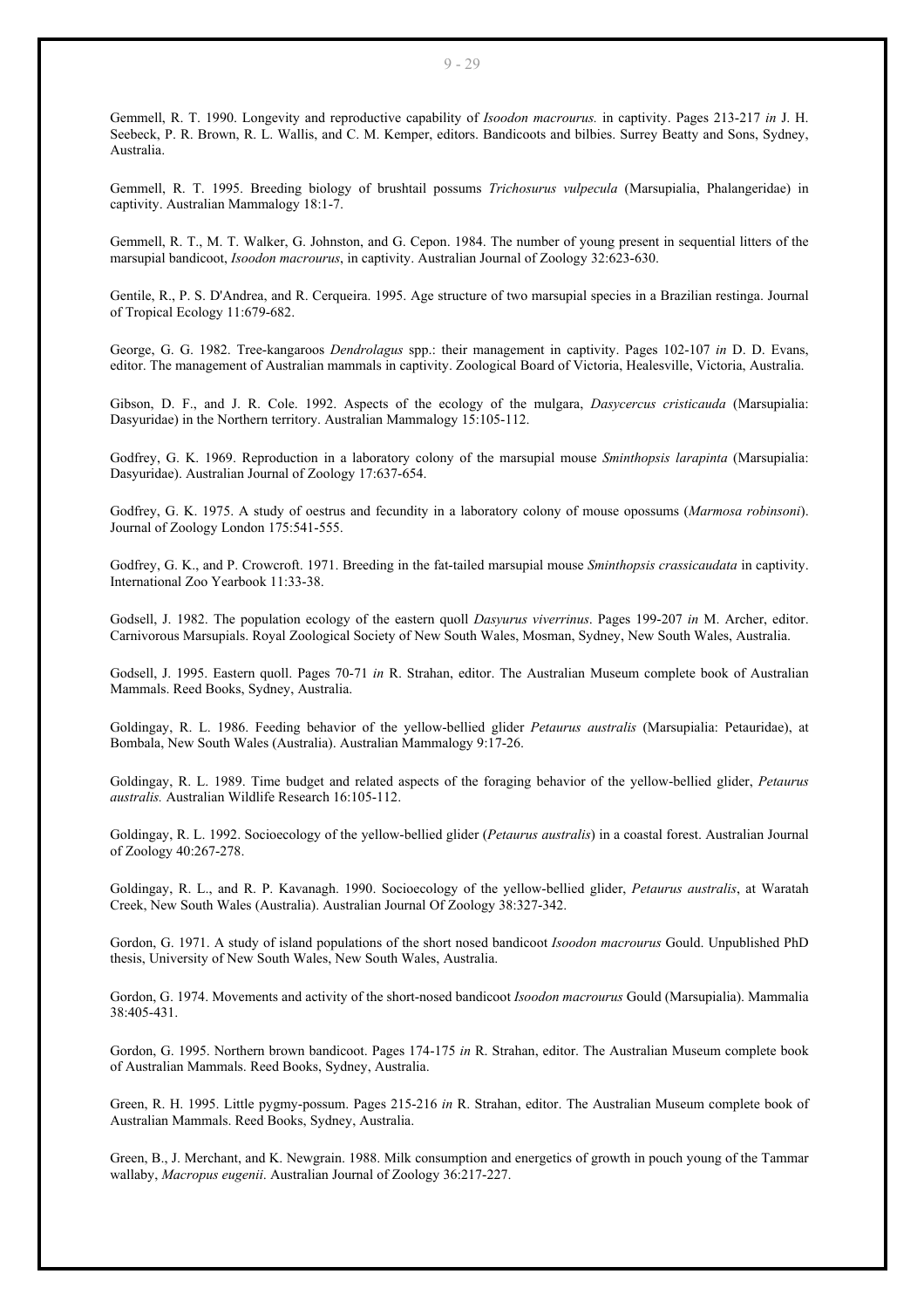Gemmell, R. T. 1990. Longevity and reproductive capability of *Isoodon macrourus.* in captivity. Pages 213-217 *in* J. H. Seebeck, P. R. Brown, R. L. Wallis, and C. M. Kemper, editors. Bandicoots and bilbies. Surrey Beatty and Sons, Sydney, Australia.

Gemmell, R. T. 1995. Breeding biology of brushtail possums *Trichosurus vulpecula* (Marsupialia, Phalangeridae) in captivity. Australian Mammalogy 18:1-7.

Gemmell, R. T., M. T. Walker, G. Johnston, and G. Cepon. 1984. The number of young present in sequential litters of the marsupial bandicoot, *Isoodon macrourus*, in captivity. Australian Journal of Zoology 32:623-630.

Gentile, R., P. S. D'Andrea, and R. Cerqueira. 1995. Age structure of two marsupial species in a Brazilian restinga. Journal of Tropical Ecology 11:679-682.

George, G. G. 1982. Tree-kangaroos *Dendrolagus* spp.: their management in captivity. Pages 102-107 *in* D. D. Evans, editor. The management of Australian mammals in captivity. Zoological Board of Victoria, Healesville, Victoria, Australia.

Gibson, D. F., and J. R. Cole. 1992. Aspects of the ecology of the mulgara, *Dasycercus cristicauda* (Marsupialia: Dasyuridae) in the Northern territory. Australian Mammalogy 15:105-112.

Godfrey, G. K. 1969. Reproduction in a laboratory colony of the marsupial mouse *Sminthopsis larapinta* (Marsupialia: Dasyuridae). Australian Journal of Zoology 17:637-654.

Godfrey, G. K. 1975. A study of oestrus and fecundity in a laboratory colony of mouse opossums (*Marmosa robinsoni*). Journal of Zoology London 175:541-555.

Godfrey, G. K., and P. Crowcroft. 1971. Breeding in the fat-tailed marsupial mouse *Sminthopsis crassicaudata* in captivity. International Zoo Yearbook 11:33-38.

Godsell, J. 1982. The population ecology of the eastern quoll *Dasyurus viverrinus*. Pages 199-207 *in* M. Archer, editor. Carnivorous Marsupials. Royal Zoological Society of New South Wales, Mosman, Sydney, New South Wales, Australia.

Godsell, J. 1995. Eastern quoll. Pages 70-71 *in* R. Strahan, editor. The Australian Museum complete book of Australian Mammals. Reed Books, Sydney, Australia.

Goldingay, R. L. 1986. Feeding behavior of the yellow-bellied glider *Petaurus australis* (Marsupialia: Petauridae), at Bombala, New South Wales (Australia). Australian Mammalogy 9:17-26.

Goldingay, R. L. 1989. Time budget and related aspects of the foraging behavior of the yellow-bellied glider, *Petaurus australis.* Australian Wildlife Research 16:105-112.

Goldingay, R. L. 1992. Socioecology of the yellow-bellied glider (*Petaurus australis*) in a coastal forest. Australian Journal of Zoology 40:267-278.

Goldingay, R. L., and R. P. Kavanagh. 1990. Socioecology of the yellow-bellied glider, *Petaurus australis*, at Waratah Creek, New South Wales (Australia). Australian Journal Of Zoology 38:327-342.

Gordon, G. 1971. A study of island populations of the short nosed bandicoot *Isoodon macrourus* Gould. Unpublished PhD thesis, University of New South Wales, New South Wales, Australia.

Gordon, G. 1974. Movements and activity of the short-nosed bandicoot *Isoodon macrourus* Gould (Marsupialia). Mammalia 38:405-431.

Gordon, G. 1995. Northern brown bandicoot. Pages 174-175 *in* R. Strahan, editor. The Australian Museum complete book of Australian Mammals. Reed Books, Sydney, Australia.

Green, R. H. 1995. Little pygmy-possum. Pages 215-216 *in* R. Strahan, editor. The Australian Museum complete book of Australian Mammals. Reed Books, Sydney, Australia.

Green, B., J. Merchant, and K. Newgrain. 1988. Milk consumption and energetics of growth in pouch young of the Tammar wallaby, *Macropus eugenii*. Australian Journal of Zoology 36:217-227.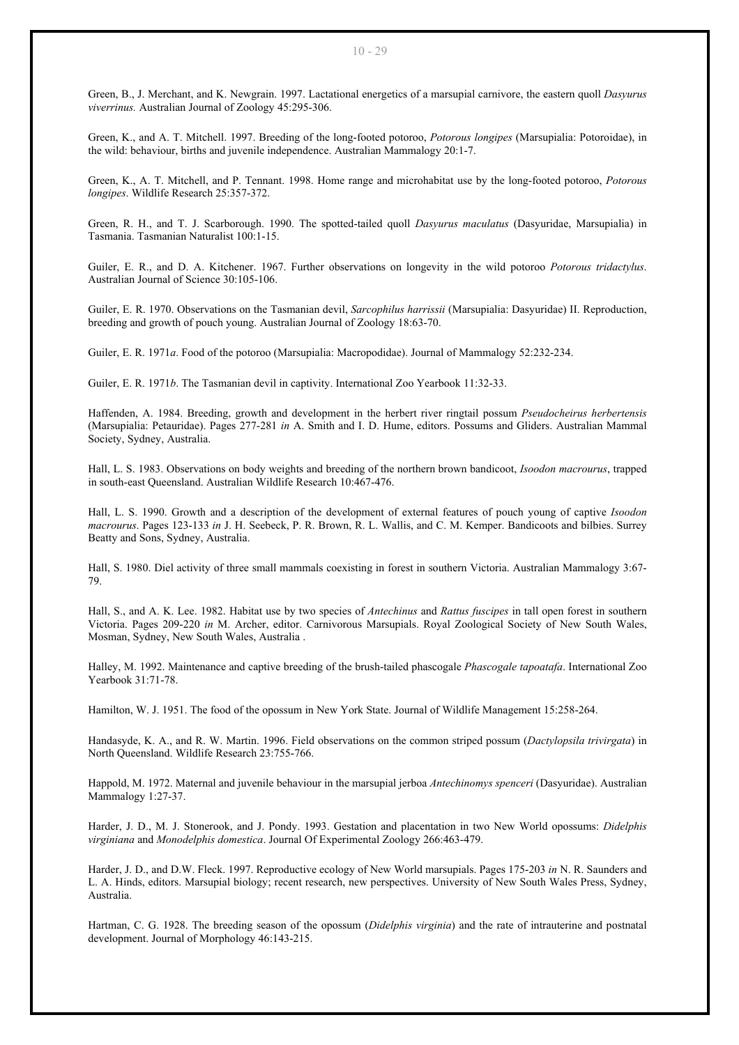Green, B., J. Merchant, and K. Newgrain. 1997. Lactational energetics of a marsupial carnivore, the eastern quoll *Dasyurus viverrinus.* Australian Journal of Zoology 45:295-306.

Green, K., and A. T. Mitchell. 1997. Breeding of the long-footed potoroo, *Potorous longipes* (Marsupialia: Potoroidae), in the wild: behaviour, births and juvenile independence. Australian Mammalogy 20:1-7.

Green, K., A. T. Mitchell, and P. Tennant. 1998. Home range and microhabitat use by the long-footed potoroo, *Potorous longipes*. Wildlife Research 25:357-372.

Green, R. H., and T. J. Scarborough. 1990. The spotted-tailed quoll *Dasyurus maculatus* (Dasyuridae, Marsupialia) in Tasmania. Tasmanian Naturalist 100:1-15.

Guiler, E. R., and D. A. Kitchener. 1967. Further observations on longevity in the wild potoroo *Potorous tridactylus*. Australian Journal of Science 30:105-106.

Guiler, E. R. 1970. Observations on the Tasmanian devil, *Sarcophilus harrissii* (Marsupialia: Dasyuridae) II. Reproduction, breeding and growth of pouch young. Australian Journal of Zoology 18:63-70.

Guiler, E. R. 1971*a*. Food of the potoroo (Marsupialia: Macropodidae). Journal of Mammalogy 52:232-234.

Guiler, E. R. 1971*b*. The Tasmanian devil in captivity. International Zoo Yearbook 11:32-33.

Haffenden, A. 1984. Breeding, growth and development in the herbert river ringtail possum *Pseudocheirus herbertensis* (Marsupialia: Petauridae). Pages 277-281 *in* A. Smith and I. D. Hume, editors. Possums and Gliders. Australian Mammal Society, Sydney, Australia.

Hall, L. S. 1983. Observations on body weights and breeding of the northern brown bandicoot, *Isoodon macrourus*, trapped in south-east Queensland. Australian Wildlife Research 10:467-476.

Hall, L. S. 1990. Growth and a description of the development of external features of pouch young of captive *Isoodon macrourus*. Pages 123-133 *in* J. H. Seebeck, P. R. Brown, R. L. Wallis, and C. M. Kemper. Bandicoots and bilbies. Surrey Beatty and Sons, Sydney, Australia.

Hall, S. 1980. Diel activity of three small mammals coexisting in forest in southern Victoria. Australian Mammalogy 3:67-79.

Hall, S., and A. K. Lee. 1982. Habitat use by two species of *Antechinus* and *Rattus fuscipes* in tall open forest in southern Victoria. Pages 209-220 *in* M. Archer, editor. Carnivorous Marsupials. Royal Zoological Society of New South Wales, Mosman, Sydney, New South Wales, Australia .

Halley, M. 1992. Maintenance and captive breeding of the brush-tailed phascogale *Phascogale tapoatafa*. International Zoo Yearbook 31:71-78.

Hamilton, W. J. 1951. The food of the opossum in New York State. Journal of Wildlife Management 15:258-264.

Handasyde, K. A., and R. W. Martin. 1996. Field observations on the common striped possum (*Dactylopsila trivirgata*) in North Queensland. Wildlife Research 23:755-766.

Happold, M. 1972. Maternal and juvenile behaviour in the marsupial jerboa *Antechinomys spenceri* (Dasyuridae). Australian Mammalogy 1:27-37.

Harder, J. D., M. J. Stonerook, and J. Pondy. 1993. Gestation and placentation in two New World opossums: *Didelphis virginiana* and *Monodelphis domestica*. Journal Of Experimental Zoology 266:463-479.

Harder, J. D., and D.W. Fleck. 1997. Reproductive ecology of New World marsupials. Pages 175-203 *in* N. R. Saunders and L. A. Hinds, editors. Marsupial biology; recent research, new perspectives. University of New South Wales Press, Sydney, Australia.

Hartman, C. G. 1928. The breeding season of the opossum (*Didelphis virginia*) and the rate of intrauterine and postnatal development. Journal of Morphology 46:143-215.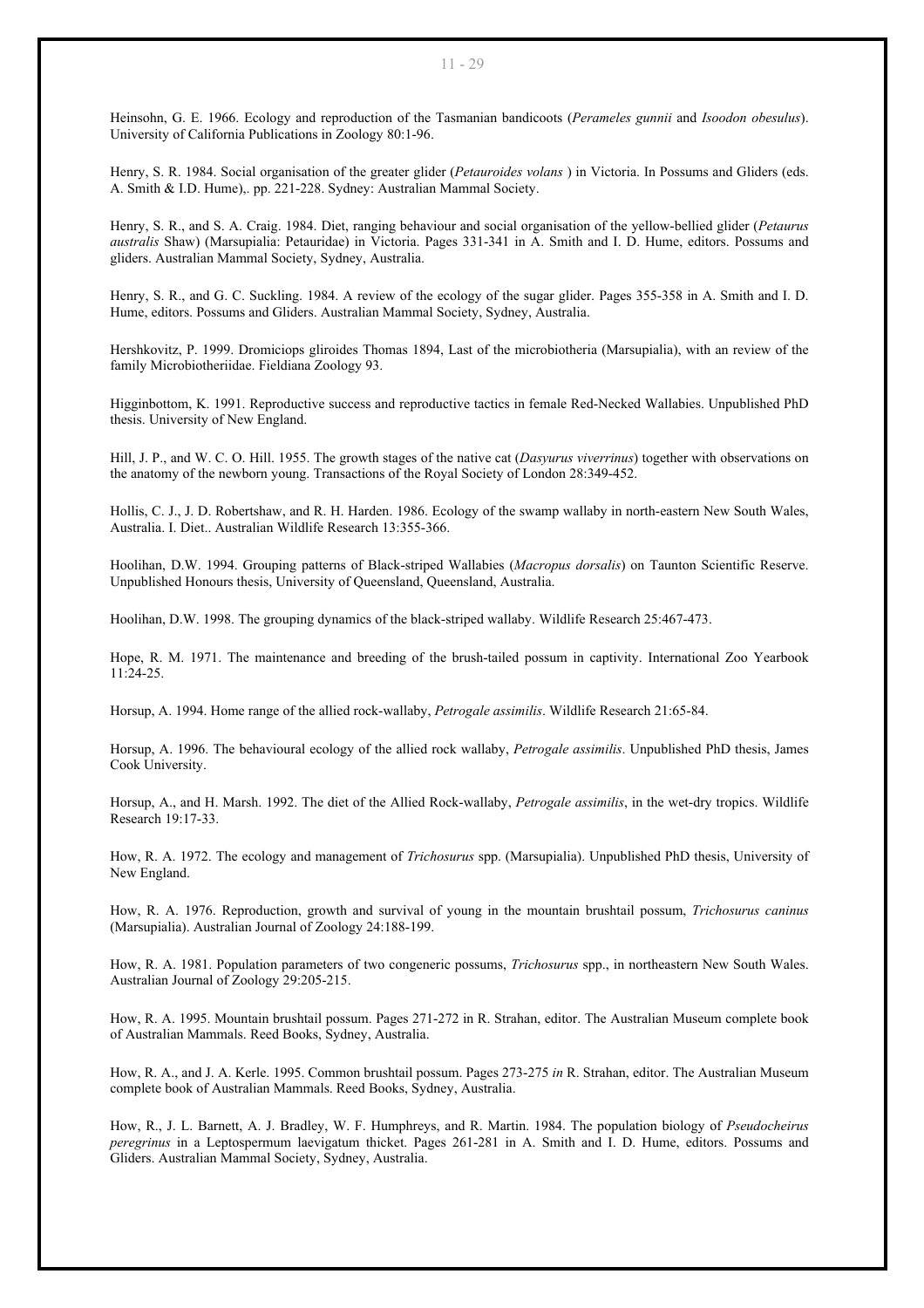Heinsohn, G. E. 1966. Ecology and reproduction of the Tasmanian bandicoots (*Perameles gunnii* and *Isoodon obesulus*). University of California Publications in Zoology 80:1-96.

Henry, S. R. 1984. Social organisation of the greater glider (*Petauroides volans* ) in Victoria. In Possums and Gliders (eds. A. Smith & I.D. Hume),. pp. 221-228. Sydney: Australian Mammal Society.

Henry, S. R., and S. A. Craig. 1984. Diet, ranging behaviour and social organisation of the yellow-bellied glider (*Petaurus australis* Shaw) (Marsupialia: Petauridae) in Victoria. Pages 331-341 in A. Smith and I. D. Hume, editors. Possums and gliders. Australian Mammal Society, Sydney, Australia.

Henry, S. R., and G. C. Suckling. 1984. A review of the ecology of the sugar glider. Pages 355-358 in A. Smith and I. D. Hume, editors. Possums and Gliders. Australian Mammal Society, Sydney, Australia.

Hershkovitz, P. 1999. Dromiciops gliroides Thomas 1894, Last of the microbiotheria (Marsupialia), with an review of the family Microbiotheriidae. Fieldiana Zoology 93.

Higginbottom, K. 1991. Reproductive success and reproductive tactics in female Red-Necked Wallabies. Unpublished PhD thesis. University of New England.

Hill, J. P., and W. C. O. Hill. 1955. The growth stages of the native cat (*Dasyurus viverrinus*) together with observations on the anatomy of the newborn young. Transactions of the Royal Society of London 28:349-452.

Hollis, C. J., J. D. Robertshaw, and R. H. Harden. 1986. Ecology of the swamp wallaby in north-eastern New South Wales, Australia. I. Diet.. Australian Wildlife Research 13:355-366.

Hoolihan, D.W. 1994. Grouping patterns of Black-striped Wallabies (*Macropus dorsalis*) on Taunton Scientific Reserve. Unpublished Honours thesis, University of Queensland, Queensland, Australia.

Hoolihan, D.W. 1998. The grouping dynamics of the black-striped wallaby. Wildlife Research 25:467-473.

Hope, R. M. 1971. The maintenance and breeding of the brush-tailed possum in captivity. International Zoo Yearbook 11:24-25.

Horsup, A. 1994. Home range of the allied rock-wallaby, *Petrogale assimilis*. Wildlife Research 21:65-84.

Horsup, A. 1996. The behavioural ecology of the allied rock wallaby, *Petrogale assimilis*. Unpublished PhD thesis, James Cook University.

Horsup, A., and H. Marsh. 1992. The diet of the Allied Rock-wallaby, *Petrogale assimilis*, in the wet-dry tropics. Wildlife Research 19:17-33.

How, R. A. 1972. The ecology and management of *Trichosurus* spp. (Marsupialia). Unpublished PhD thesis, University of New England.

How, R. A. 1976. Reproduction, growth and survival of young in the mountain brushtail possum, *Trichosurus caninus* (Marsupialia). Australian Journal of Zoology 24:188-199.

How, R. A. 1981. Population parameters of two congeneric possums, *Trichosurus* spp., in northeastern New South Wales. Australian Journal of Zoology 29:205-215.

How, R. A. 1995. Mountain brushtail possum. Pages 271-272 in R. Strahan, editor. The Australian Museum complete book of Australian Mammals. Reed Books, Sydney, Australia.

How, R. A., and J. A. Kerle. 1995. Common brushtail possum. Pages 273-275 *in* R. Strahan, editor. The Australian Museum complete book of Australian Mammals. Reed Books, Sydney, Australia.

How, R., J. L. Barnett, A. J. Bradley, W. F. Humphreys, and R. Martin. 1984. The population biology of *Pseudocheirus peregrinus* in a Leptospermum laevigatum thicket. Pages 261-281 in A. Smith and I. D. Hume, editors. Possums and Gliders. Australian Mammal Society, Sydney, Australia.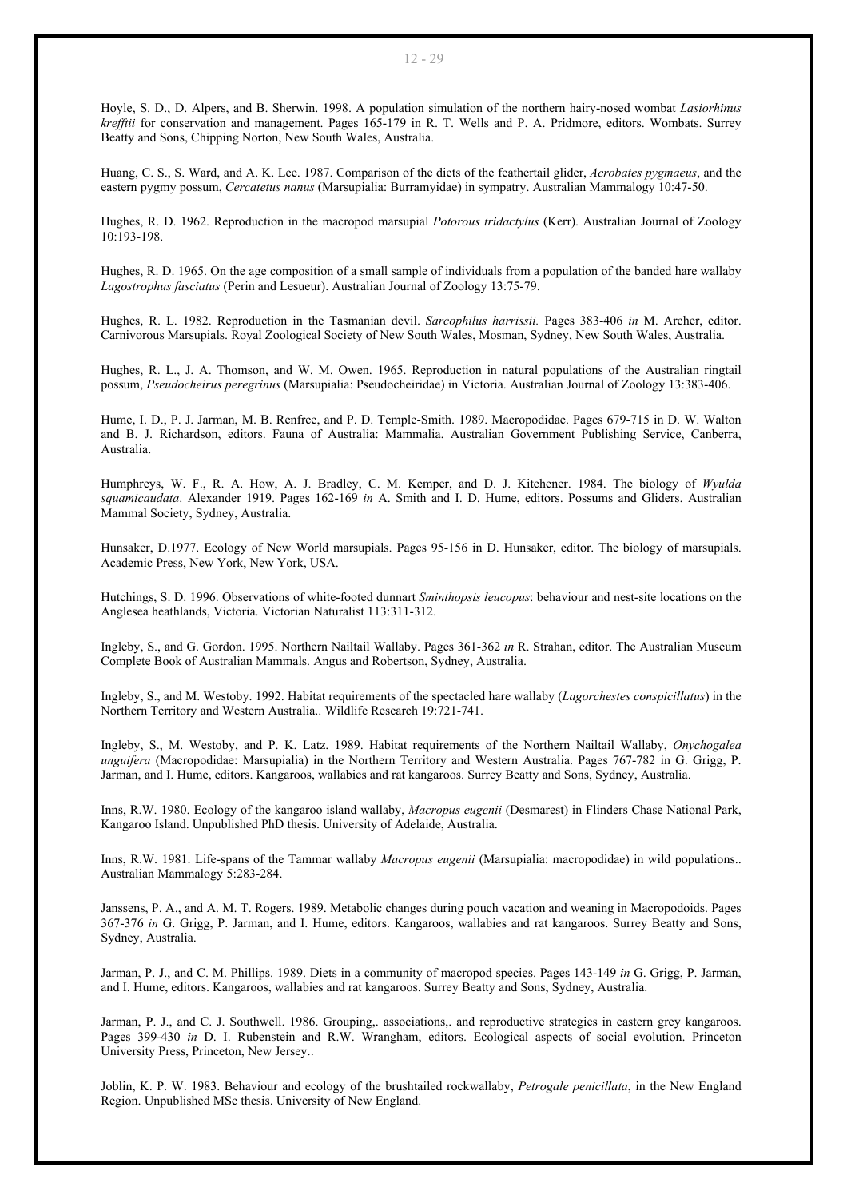Hoyle, S. D., D. Alpers, and B. Sherwin. 1998. A population simulation of the northern hairy-nosed wombat *Lasiorhinus krefftii* for conservation and management. Pages 165-179 in R. T. Wells and P. A. Pridmore, editors. Wombats. Surrey Beatty and Sons, Chipping Norton, New South Wales, Australia.

Huang, C. S., S. Ward, and A. K. Lee. 1987. Comparison of the diets of the feathertail glider, *Acrobates pygmaeus*, and the eastern pygmy possum, *Cercatetus nanus* (Marsupialia: Burramyidae) in sympatry. Australian Mammalogy 10:47-50.

Hughes, R. D. 1962. Reproduction in the macropod marsupial *Potorous tridactylus* (Kerr). Australian Journal of Zoology 10:193-198.

Hughes, R. D. 1965. On the age composition of a small sample of individuals from a population of the banded hare wallaby *Lagostrophus fasciatus* (Perin and Lesueur). Australian Journal of Zoology 13:75-79.

Hughes, R. L. 1982. Reproduction in the Tasmanian devil. *Sarcophilus harrissii.* Pages 383-406 *in* M. Archer, editor. Carnivorous Marsupials. Royal Zoological Society of New South Wales, Mosman, Sydney, New South Wales, Australia.

Hughes, R. L., J. A. Thomson, and W. M. Owen. 1965. Reproduction in natural populations of the Australian ringtail possum, *Pseudocheirus peregrinus* (Marsupialia: Pseudocheiridae) in Victoria. Australian Journal of Zoology 13:383-406.

Hume, I. D., P. J. Jarman, M. B. Renfree, and P. D. Temple-Smith. 1989. Macropodidae. Pages 679-715 in D. W. Walton and B. J. Richardson, editors. Fauna of Australia: Mammalia. Australian Government Publishing Service, Canberra, Australia.

Humphreys, W. F., R. A. How, A. J. Bradley, C. M. Kemper, and D. J. Kitchener. 1984. The biology of *Wyulda squamicaudata*. Alexander 1919. Pages 162-169 *in* A. Smith and I. D. Hume, editors. Possums and Gliders. Australian Mammal Society, Sydney, Australia.

Hunsaker, D.1977. Ecology of New World marsupials. Pages 95-156 in D. Hunsaker, editor. The biology of marsupials. Academic Press, New York, New York, USA.

Hutchings, S. D. 1996. Observations of white-footed dunnart *Sminthopsis leucopus*: behaviour and nest-site locations on the Anglesea heathlands, Victoria. Victorian Naturalist 113:311-312.

Ingleby, S., and G. Gordon. 1995. Northern Nailtail Wallaby. Pages 361-362 *in* R. Strahan, editor. The Australian Museum Complete Book of Australian Mammals. Angus and Robertson, Sydney, Australia.

Ingleby, S., and M. Westoby. 1992. Habitat requirements of the spectacled hare wallaby (*Lagorchestes conspicillatus*) in the Northern Territory and Western Australia.. Wildlife Research 19:721-741.

Ingleby, S., M. Westoby, and P. K. Latz. 1989. Habitat requirements of the Northern Nailtail Wallaby, *Onychogalea unguifera* (Macropodidae: Marsupialia) in the Northern Territory and Western Australia. Pages 767-782 in G. Grigg, P. Jarman, and I. Hume, editors. Kangaroos, wallabies and rat kangaroos. Surrey Beatty and Sons, Sydney, Australia.

Inns, R.W. 1980. Ecology of the kangaroo island wallaby, *Macropus eugenii* (Desmarest) in Flinders Chase National Park, Kangaroo Island. Unpublished PhD thesis. University of Adelaide, Australia.

Inns, R.W. 1981. Life-spans of the Tammar wallaby *Macropus eugenii* (Marsupialia: macropodidae) in wild populations.. Australian Mammalogy 5:283-284.

Janssens, P. A., and A. M. T. Rogers. 1989. Metabolic changes during pouch vacation and weaning in Macropodoids. Pages 367-376 *in* G. Grigg, P. Jarman, and I. Hume, editors. Kangaroos, wallabies and rat kangaroos. Surrey Beatty and Sons, Sydney, Australia.

Jarman, P. J., and C. M. Phillips. 1989. Diets in a community of macropod species. Pages 143-149 *in* G. Grigg, P. Jarman, and I. Hume, editors. Kangaroos, wallabies and rat kangaroos. Surrey Beatty and Sons, Sydney, Australia.

Jarman, P. J., and C. J. Southwell. 1986. Grouping,. associations,. and reproductive strategies in eastern grey kangaroos. Pages 399-430 *in* D. I. Rubenstein and R.W. Wrangham, editors. Ecological aspects of social evolution. Princeton University Press, Princeton, New Jersey..

Joblin, K. P. W. 1983. Behaviour and ecology of the brushtailed rockwallaby, *Petrogale penicillata*, in the New England Region. Unpublished MSc thesis. University of New England.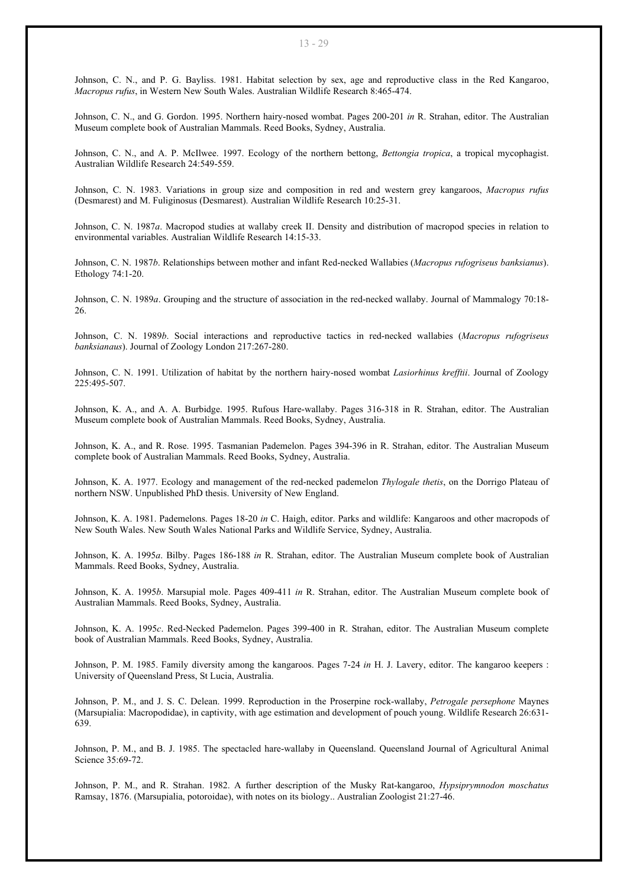Johnson, C. N., and P. G. Bayliss. 1981. Habitat selection by sex, age and reproductive class in the Red Kangaroo, *Macropus rufus*, in Western New South Wales. Australian Wildlife Research 8:465-474.

Johnson, C. N., and G. Gordon. 1995. Northern hairy-nosed wombat. Pages 200-201 *in* R. Strahan, editor. The Australian Museum complete book of Australian Mammals. Reed Books, Sydney, Australia.

Johnson, C. N., and A. P. McIlwee. 1997. Ecology of the northern bettong, *Bettongia tropica*, a tropical mycophagist. Australian Wildlife Research 24:549-559.

Johnson, C. N. 1983. Variations in group size and composition in red and western grey kangaroos, *Macropus rufus* (Desmarest) and M. Fuliginosus (Desmarest). Australian Wildlife Research 10:25-31.

Johnson, C. N. 1987*a*. Macropod studies at wallaby creek II. Density and distribution of macropod species in relation to environmental variables. Australian Wildlife Research 14:15-33.

Johnson, C. N. 1987*b*. Relationships between mother and infant Red-necked Wallabies (*Macropus rufogriseus banksianus*). Ethology 74:1-20.

Johnson, C. N. 1989*a*. Grouping and the structure of association in the red-necked wallaby. Journal of Mammalogy 70:18-26.

Johnson, C. N. 1989*b*. Social interactions and reproductive tactics in red-necked wallabies (*Macropus rufogriseus banksianaus*). Journal of Zoology London 217:267-280.

Johnson, C. N. 1991. Utilization of habitat by the northern hairy-nosed wombat *Lasiorhinus krefftii*. Journal of Zoology 225:495-507.

Johnson, K. A., and A. A. Burbidge. 1995. Rufous Hare-wallaby. Pages 316-318 in R. Strahan, editor. The Australian Museum complete book of Australian Mammals. Reed Books, Sydney, Australia.

Johnson, K. A., and R. Rose. 1995. Tasmanian Pademelon. Pages 394-396 in R. Strahan, editor. The Australian Museum complete book of Australian Mammals. Reed Books, Sydney, Australia.

Johnson, K. A. 1977. Ecology and management of the red-necked pademelon *Thylogale thetis*, on the Dorrigo Plateau of northern NSW. Unpublished PhD thesis. University of New England.

Johnson, K. A. 1981. Pademelons. Pages 18-20 *in* C. Haigh, editor. Parks and wildlife: Kangaroos and other macropods of New South Wales. New South Wales National Parks and Wildlife Service, Sydney, Australia.

Johnson, K. A. 1995*a*. Bilby. Pages 186-188 *in* R. Strahan, editor. The Australian Museum complete book of Australian Mammals. Reed Books, Sydney, Australia.

Johnson, K. A. 1995*b*. Marsupial mole. Pages 409-411 *in* R. Strahan, editor. The Australian Museum complete book of Australian Mammals. Reed Books, Sydney, Australia.

Johnson, K. A. 1995*c*. Red-Necked Pademelon. Pages 399-400 in R. Strahan, editor. The Australian Museum complete book of Australian Mammals. Reed Books, Sydney, Australia.

Johnson, P. M. 1985. Family diversity among the kangaroos. Pages 7-24 *in* H. J. Lavery, editor. The kangaroo keepers : University of Queensland Press, St Lucia, Australia.

Johnson, P. M., and J. S. C. Delean. 1999. Reproduction in the Proserpine rock-wallaby, *Petrogale persephone* Maynes (Marsupialia: Macropodidae), in captivity, with age estimation and development of pouch young. Wildlife Research 26:631-639.

Johnson, P. M., and B. J. 1985. The spectacled hare-wallaby in Queensland. Queensland Journal of Agricultural Animal Science 35:69-72.

Johnson, P. M., and R. Strahan. 1982. A further description of the Musky Rat-kangaroo, *Hypsiprymnodon moschatus* Ramsay, 1876. (Marsupialia, potoroidae), with notes on its biology.. Australian Zoologist 21:27-46.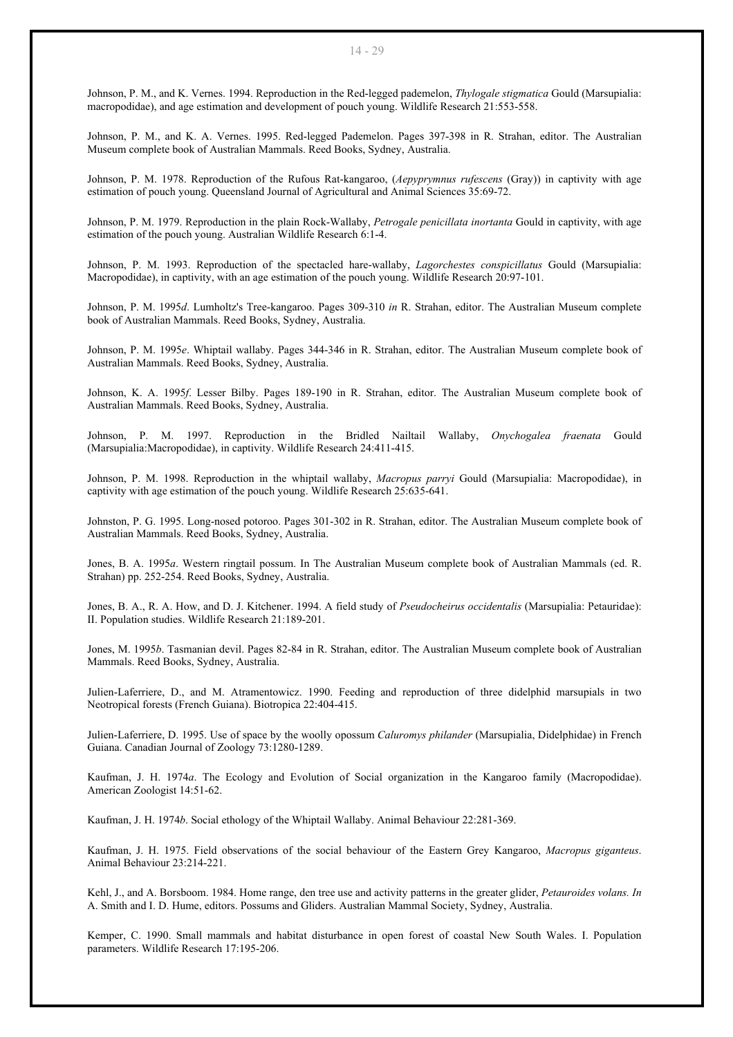Johnson, P. M., and K. Vernes. 1994. Reproduction in the Red-legged pademelon, *Thylogale stigmatica* Gould (Marsupialia: macropodidae), and age estimation and development of pouch young. Wildlife Research 21:553-558.

Johnson, P. M., and K. A. Vernes. 1995. Red-legged Pademelon. Pages 397-398 in R. Strahan, editor. The Australian Museum complete book of Australian Mammals. Reed Books, Sydney, Australia.

Johnson, P. M. 1978. Reproduction of the Rufous Rat-kangaroo, (*Aepyprymnus rufescens* (Gray)) in captivity with age estimation of pouch young. Queensland Journal of Agricultural and Animal Sciences 35:69-72.

Johnson, P. M. 1979. Reproduction in the plain Rock-Wallaby, *Petrogale penicillata inortanta* Gould in captivity, with age estimation of the pouch young. Australian Wildlife Research 6:1-4.

Johnson, P. M. 1993. Reproduction of the spectacled hare-wallaby, *Lagorchestes conspicillatus* Gould (Marsupialia: Macropodidae), in captivity, with an age estimation of the pouch young. Wildlife Research 20:97-101.

Johnson, P. M. 1995*d*. Lumholtz's Tree-kangaroo. Pages 309-310 *in* R. Strahan, editor. The Australian Museum complete book of Australian Mammals. Reed Books, Sydney, Australia.

Johnson, P. M. 1995*e*. Whiptail wallaby. Pages 344-346 in R. Strahan, editor. The Australian Museum complete book of Australian Mammals. Reed Books, Sydney, Australia.

Johnson, K. A. 1995*f*. Lesser Bilby. Pages 189-190 in R. Strahan, editor. The Australian Museum complete book of Australian Mammals. Reed Books, Sydney, Australia.

Johnson, P. M. 1997. Reproduction in the Bridled Nailtail Wallaby, *Onychogalea fraenata* Gould (Marsupialia:Macropodidae), in captivity. Wildlife Research 24:411-415.

Johnson, P. M. 1998. Reproduction in the whiptail wallaby, *Macropus parryi* Gould (Marsupialia: Macropodidae), in captivity with age estimation of the pouch young. Wildlife Research 25:635-641.

Johnston, P. G. 1995. Long-nosed potoroo. Pages 301-302 in R. Strahan, editor. The Australian Museum complete book of Australian Mammals. Reed Books, Sydney, Australia.

Jones, B. A. 1995*a*. Western ringtail possum. In The Australian Museum complete book of Australian Mammals (ed. R. Strahan) pp. 252-254. Reed Books, Sydney, Australia.

Jones, B. A., R. A. How, and D. J. Kitchener. 1994. A field study of *Pseudocheirus occidentalis* (Marsupialia: Petauridae): II. Population studies. Wildlife Research 21:189-201.

Jones, M. 1995*b*. Tasmanian devil. Pages 82-84 in R. Strahan, editor. The Australian Museum complete book of Australian Mammals. Reed Books, Sydney, Australia.

Julien-Laferriere, D., and M. Atramentowicz. 1990. Feeding and reproduction of three didelphid marsupials in two Neotropical forests (French Guiana). Biotropica 22:404-415.

Julien-Laferriere, D. 1995. Use of space by the woolly opossum *Caluromys philander* (Marsupialia, Didelphidae) in French Guiana. Canadian Journal of Zoology 73:1280-1289.

Kaufman, J. H. 1974*a*. The Ecology and Evolution of Social organization in the Kangaroo family (Macropodidae). American Zoologist 14:51-62.

Kaufman, J. H. 1974*b*. Social ethology of the Whiptail Wallaby. Animal Behaviour 22:281-369.

Kaufman, J. H. 1975. Field observations of the social behaviour of the Eastern Grey Kangaroo, *Macropus giganteus*. Animal Behaviour 23:214-221.

Kehl, J., and A. Borsboom. 1984. Home range, den tree use and activity patterns in the greater glider, *Petauroides volans. In* A. Smith and I. D. Hume, editors. Possums and Gliders. Australian Mammal Society, Sydney, Australia.

Kemper, C. 1990. Small mammals and habitat disturbance in open forest of coastal New South Wales. I. Population parameters. Wildlife Research 17:195-206.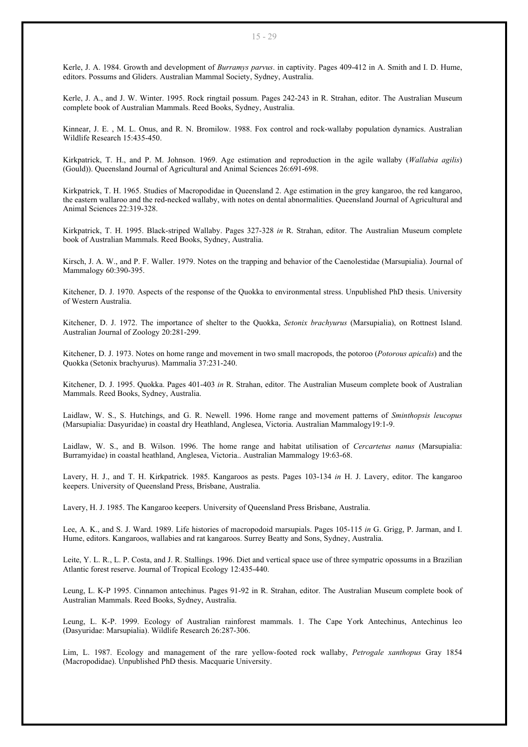Kerle, J. A. 1984. Growth and development of *Burramys parvus*. in captivity. Pages 409-412 in A. Smith and I. D. Hume, editors. Possums and Gliders. Australian Mammal Society, Sydney, Australia.

Kerle, J. A., and J. W. Winter. 1995. Rock ringtail possum. Pages 242-243 in R. Strahan, editor. The Australian Museum complete book of Australian Mammals. Reed Books, Sydney, Australia.

Kinnear, J. E. , M. L. Onus, and R. N. Bromilow. 1988. Fox control and rock-wallaby population dynamics. Australian Wildlife Research 15:435-450.

Kirkpatrick, T. H., and P. M. Johnson. 1969. Age estimation and reproduction in the agile wallaby (*Wallabia agilis*) (Gould)). Queensland Journal of Agricultural and Animal Sciences 26:691-698.

Kirkpatrick, T. H. 1965. Studies of Macropodidae in Queensland 2. Age estimation in the grey kangaroo, the red kangaroo, the eastern wallaroo and the red-necked wallaby, with notes on dental abnormalities. Queensland Journal of Agricultural and Animal Sciences 22:319-328.

Kirkpatrick, T. H. 1995. Black-striped Wallaby. Pages 327-328 *in* R. Strahan, editor. The Australian Museum complete book of Australian Mammals. Reed Books, Sydney, Australia.

Kirsch, J. A. W., and P. F. Waller. 1979. Notes on the trapping and behavior of the Caenolestidae (Marsupialia). Journal of Mammalogy 60:390-395.

Kitchener, D. J. 1970. Aspects of the response of the Quokka to environmental stress. Unpublished PhD thesis. University of Western Australia.

Kitchener, D. J. 1972. The importance of shelter to the Quokka, *Setonix brachyurus* (Marsupialia), on Rottnest Island. Australian Journal of Zoology 20:281-299.

Kitchener, D. J. 1973. Notes on home range and movement in two small macropods, the potoroo (*Potorous apicalis*) and the Quokka (Setonix brachyurus). Mammalia 37:231-240.

Kitchener, D. J. 1995. Quokka. Pages 401-403 *in* R. Strahan, editor. The Australian Museum complete book of Australian Mammals. Reed Books, Sydney, Australia.

Laidlaw, W. S., S. Hutchings, and G. R. Newell. 1996. Home range and movement patterns of *Sminthopsis leucopus* (Marsupialia: Dasyuridae) in coastal dry Heathland, Anglesea, Victoria. Australian Mammalogy19:1-9.

Laidlaw, W. S., and B. Wilson. 1996. The home range and habitat utilisation of *Cercartetus nanus* (Marsupialia: Burramyidae) in coastal heathland, Anglesea, Victoria.. Australian Mammalogy 19:63-68.

Lavery, H. J., and T. H. Kirkpatrick. 1985. Kangaroos as pests. Pages 103-134 *in* H. J. Lavery, editor. The kangaroo keepers. University of Queensland Press, Brisbane, Australia.

Lavery, H. J. 1985. The Kangaroo keepers. University of Queensland Press Brisbane, Australia.

Lee, A. K., and S. J. Ward. 1989. Life histories of macropodoid marsupials. Pages 105-115 *in* G. Grigg, P. Jarman, and I. Hume, editors. Kangaroos, wallabies and rat kangaroos. Surrey Beatty and Sons, Sydney, Australia.

Leite, Y. L. R., L. P. Costa, and J. R. Stallings. 1996. Diet and vertical space use of three sympatric opossums in a Brazilian Atlantic forest reserve. Journal of Tropical Ecology 12:435-440.

Leung, L. K-P 1995. Cinnamon antechinus. Pages 91-92 in R. Strahan, editor. The Australian Museum complete book of Australian Mammals. Reed Books, Sydney, Australia.

Leung, L. K-P. 1999. Ecology of Australian rainforest mammals. 1. The Cape York Antechinus, Antechinus leo (Dasyuridae: Marsupialia). Wildlife Research 26:287-306.

Lim, L. 1987. Ecology and management of the rare yellow-footed rock wallaby, *Petrogale xanthopus* Gray 1854 (Macropodidae). Unpublished PhD thesis. Macquarie University.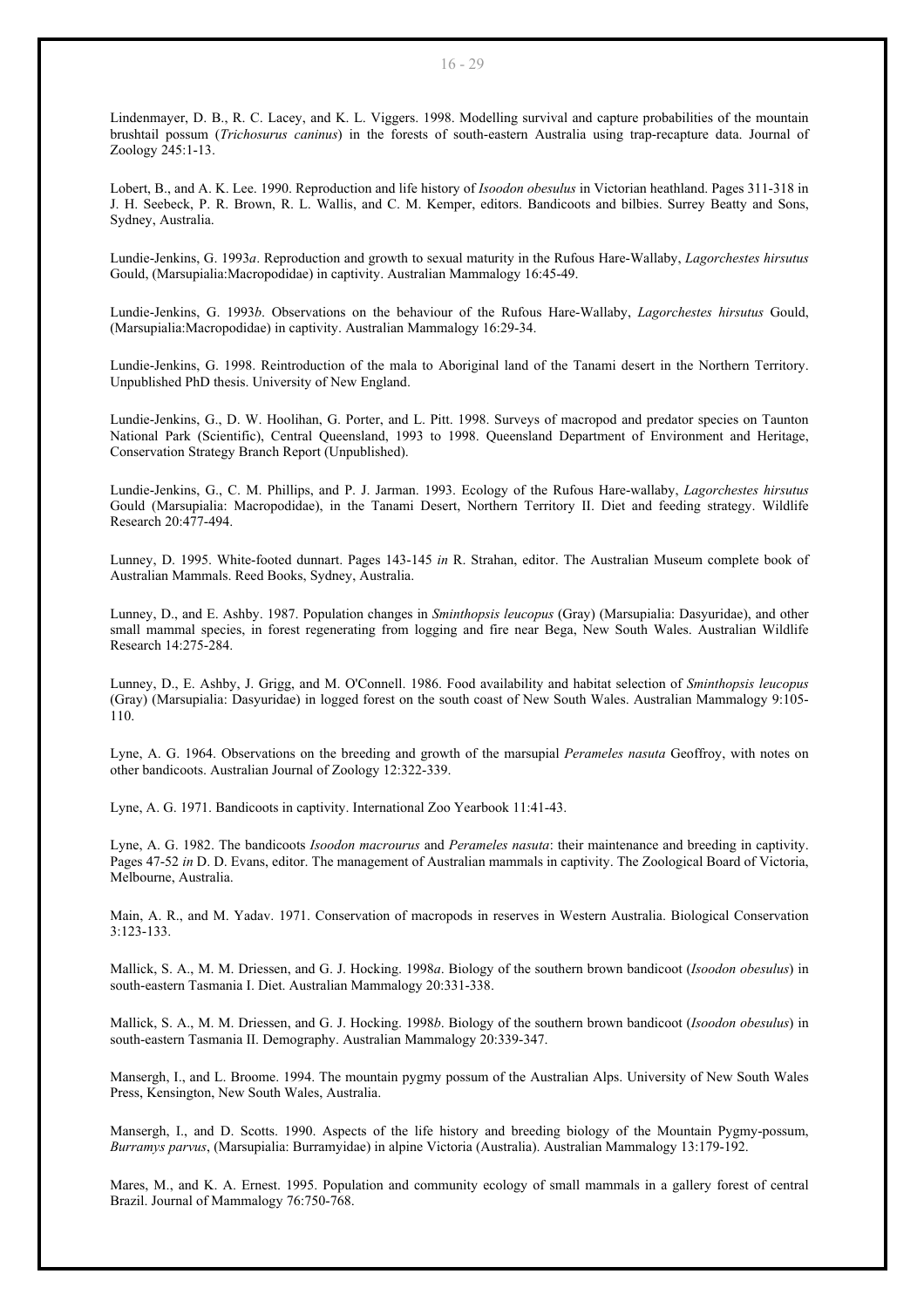Lindenmayer, D. B., R. C. Lacey, and K. L. Viggers. 1998. Modelling survival and capture probabilities of the mountain brushtail possum (*Trichosurus caninus*) in the forests of south-eastern Australia using trap-recapture data. Journal of Zoology 245:1-13.

Lobert, B., and A. K. Lee. 1990. Reproduction and life history of *Isoodon obesulus* in Victorian heathland. Pages 311-318 in J. H. Seebeck, P. R. Brown, R. L. Wallis, and C. M. Kemper, editors. Bandicoots and bilbies. Surrey Beatty and Sons, Sydney, Australia.

Lundie-Jenkins, G. 1993*a*. Reproduction and growth to sexual maturity in the Rufous Hare-Wallaby, *Lagorchestes hirsutus* Gould, (Marsupialia:Macropodidae) in captivity. Australian Mammalogy 16:45-49.

Lundie-Jenkins, G. 1993*b*. Observations on the behaviour of the Rufous Hare-Wallaby, *Lagorchestes hirsutus* Gould, (Marsupialia:Macropodidae) in captivity. Australian Mammalogy 16:29-34.

Lundie-Jenkins, G. 1998. Reintroduction of the mala to Aboriginal land of the Tanami desert in the Northern Territory. Unpublished PhD thesis. University of New England.

Lundie-Jenkins, G., D. W. Hoolihan, G. Porter, and L. Pitt. 1998. Surveys of macropod and predator species on Taunton National Park (Scientific), Central Queensland, 1993 to 1998. Queensland Department of Environment and Heritage, Conservation Strategy Branch Report (Unpublished).

Lundie-Jenkins, G., C. M. Phillips, and P. J. Jarman. 1993. Ecology of the Rufous Hare-wallaby, *Lagorchestes hirsutus* Gould (Marsupialia: Macropodidae), in the Tanami Desert, Northern Territory II. Diet and feeding strategy. Wildlife Research 20:477-494.

Lunney, D. 1995. White-footed dunnart. Pages 143-145 *in* R. Strahan, editor. The Australian Museum complete book of Australian Mammals. Reed Books, Sydney, Australia.

Lunney, D., and E. Ashby. 1987. Population changes in *Sminthopsis leucopus* (Gray) (Marsupialia: Dasyuridae), and other small mammal species, in forest regenerating from logging and fire near Bega, New South Wales. Australian Wildlife Research 14:275-284.

Lunney, D., E. Ashby, J. Grigg, and M. O'Connell. 1986. Food availability and habitat selection of *Sminthopsis leucopus* (Gray) (Marsupialia: Dasyuridae) in logged forest on the south coast of New South Wales. Australian Mammalogy 9:105-110.

Lyne, A. G. 1964. Observations on the breeding and growth of the marsupial *Perameles nasuta* Geoffroy, with notes on other bandicoots. Australian Journal of Zoology 12:322-339.

Lyne, A. G. 1971. Bandicoots in captivity. International Zoo Yearbook 11:41-43.

Lyne, A. G. 1982. The bandicoots *Isoodon macrourus* and *Perameles nasuta*: their maintenance and breeding in captivity. Pages 47-52 *in* D. D. Evans, editor. The management of Australian mammals in captivity. The Zoological Board of Victoria, Melbourne, Australia.

Main, A. R., and M. Yadav. 1971. Conservation of macropods in reserves in Western Australia. Biological Conservation 3:123-133.

Mallick, S. A., M. M. Driessen, and G. J. Hocking. 1998*a*. Biology of the southern brown bandicoot (*Isoodon obesulus*) in south-eastern Tasmania I. Diet. Australian Mammalogy 20:331-338.

Mallick, S. A., M. M. Driessen, and G. J. Hocking. 1998*b*. Biology of the southern brown bandicoot (*Isoodon obesulus*) in south-eastern Tasmania II. Demography. Australian Mammalogy 20:339-347.

Mansergh, I., and L. Broome. 1994. The mountain pygmy possum of the Australian Alps. University of New South Wales Press, Kensington, New South Wales, Australia.

Mansergh, I., and D. Scotts. 1990. Aspects of the life history and breeding biology of the Mountain Pygmy-possum, *Burramys parvus*, (Marsupialia: Burramyidae) in alpine Victoria (Australia). Australian Mammalogy 13:179-192.

Mares, M., and K. A. Ernest. 1995. Population and community ecology of small mammals in a gallery forest of central Brazil. Journal of Mammalogy 76:750-768.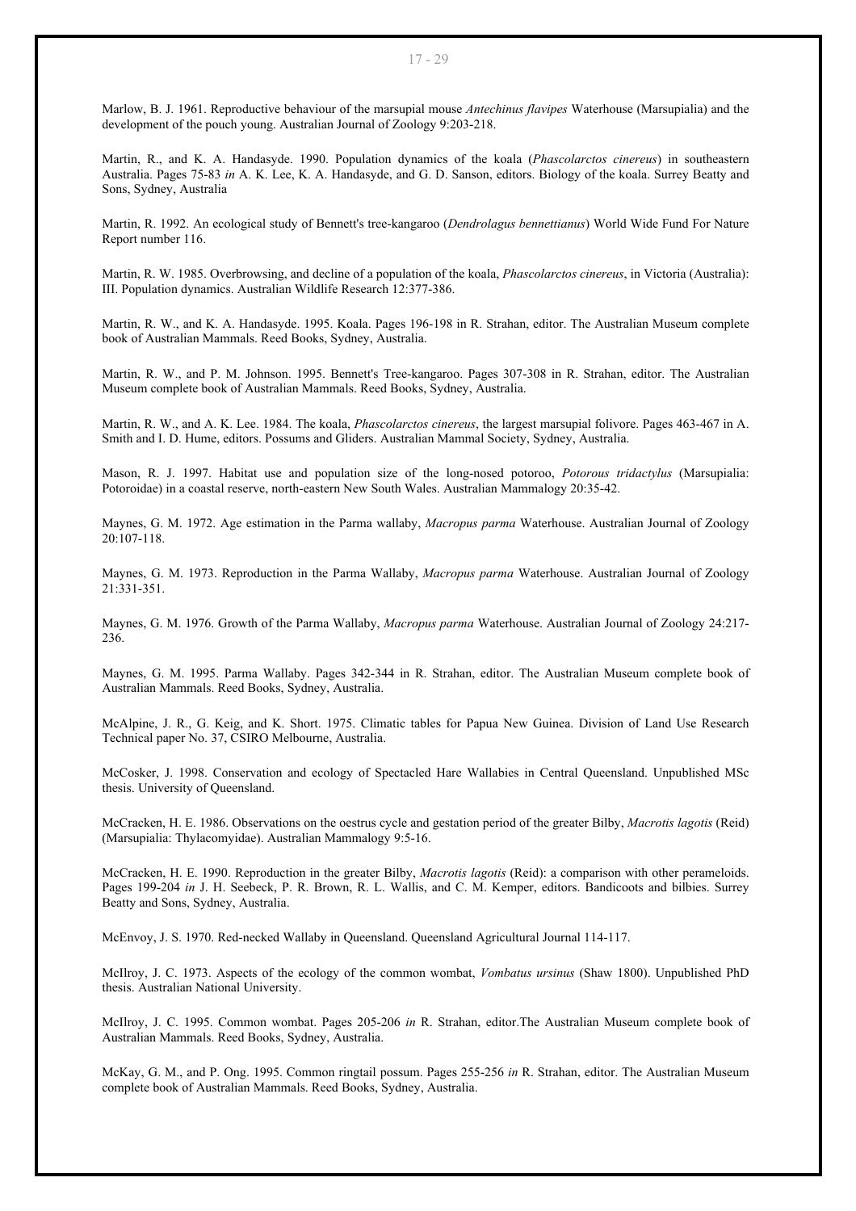Marlow, B. J. 1961. Reproductive behaviour of the marsupial mouse *Antechinus flavipes* Waterhouse (Marsupialia) and the development of the pouch young. Australian Journal of Zoology 9:203-218.

Martin, R., and K. A. Handasyde. 1990. Population dynamics of the koala (*Phascolarctos cinereus*) in southeastern Australia. Pages 75-83 *in* A. K. Lee, K. A. Handasyde, and G. D. Sanson, editors. Biology of the koala. Surrey Beatty and Sons, Sydney, Australia

Martin, R. 1992. An ecological study of Bennett's tree-kangaroo (*Dendrolagus bennettianus*) World Wide Fund For Nature Report number 116.

Martin, R. W. 1985. Overbrowsing, and decline of a population of the koala, *Phascolarctos cinereus*, in Victoria (Australia): III. Population dynamics. Australian Wildlife Research 12:377-386.

Martin, R. W., and K. A. Handasyde. 1995. Koala. Pages 196-198 in R. Strahan, editor. The Australian Museum complete book of Australian Mammals. Reed Books, Sydney, Australia.

Martin, R. W., and P. M. Johnson. 1995. Bennett's Tree-kangaroo. Pages 307-308 in R. Strahan, editor. The Australian Museum complete book of Australian Mammals. Reed Books, Sydney, Australia.

Martin, R. W., and A. K. Lee. 1984. The koala, *Phascolarctos cinereus*, the largest marsupial folivore. Pages 463-467 in A. Smith and I. D. Hume, editors. Possums and Gliders. Australian Mammal Society, Sydney, Australia.

Mason, R. J. 1997. Habitat use and population size of the long-nosed potoroo, *Potorous tridactylus* (Marsupialia: Potoroidae) in a coastal reserve, north-eastern New South Wales. Australian Mammalogy 20:35-42.

Maynes, G. M. 1972. Age estimation in the Parma wallaby, *Macropus parma* Waterhouse. Australian Journal of Zoology 20:107-118.

Maynes, G. M. 1973. Reproduction in the Parma Wallaby, *Macropus parma* Waterhouse. Australian Journal of Zoology 21:331-351.

Maynes, G. M. 1976. Growth of the Parma Wallaby, *Macropus parma* Waterhouse. Australian Journal of Zoology 24:217-236.

Maynes, G. M. 1995. Parma Wallaby. Pages 342-344 in R. Strahan, editor. The Australian Museum complete book of Australian Mammals. Reed Books, Sydney, Australia.

McAlpine, J. R., G. Keig, and K. Short. 1975. Climatic tables for Papua New Guinea. Division of Land Use Research Technical paper No. 37, CSIRO Melbourne, Australia.

McCosker, J. 1998. Conservation and ecology of Spectacled Hare Wallabies in Central Queensland. Unpublished MSc thesis. University of Queensland.

McCracken, H. E. 1986. Observations on the oestrus cycle and gestation period of the greater Bilby, *Macrotis lagotis* (Reid) (Marsupialia: Thylacomyidae). Australian Mammalogy 9:5-16.

McCracken, H. E. 1990. Reproduction in the greater Bilby, *Macrotis lagotis* (Reid): a comparison with other perameloids. Pages 199-204 *in* J. H. Seebeck, P. R. Brown, R. L. Wallis, and C. M. Kemper, editors. Bandicoots and bilbies. Surrey Beatty and Sons, Sydney, Australia.

McEnvoy, J. S. 1970. Red-necked Wallaby in Queensland. Queensland Agricultural Journal 114-117.

McIlroy, J. C. 1973. Aspects of the ecology of the common wombat, *Vombatus ursinus* (Shaw 1800). Unpublished PhD thesis. Australian National University.

McIlroy, J. C. 1995. Common wombat. Pages 205-206 *in* R. Strahan, editor.The Australian Museum complete book of Australian Mammals. Reed Books, Sydney, Australia.

McKay, G. M., and P. Ong. 1995. Common ringtail possum. Pages 255-256 *in* R. Strahan, editor. The Australian Museum complete book of Australian Mammals. Reed Books, Sydney, Australia.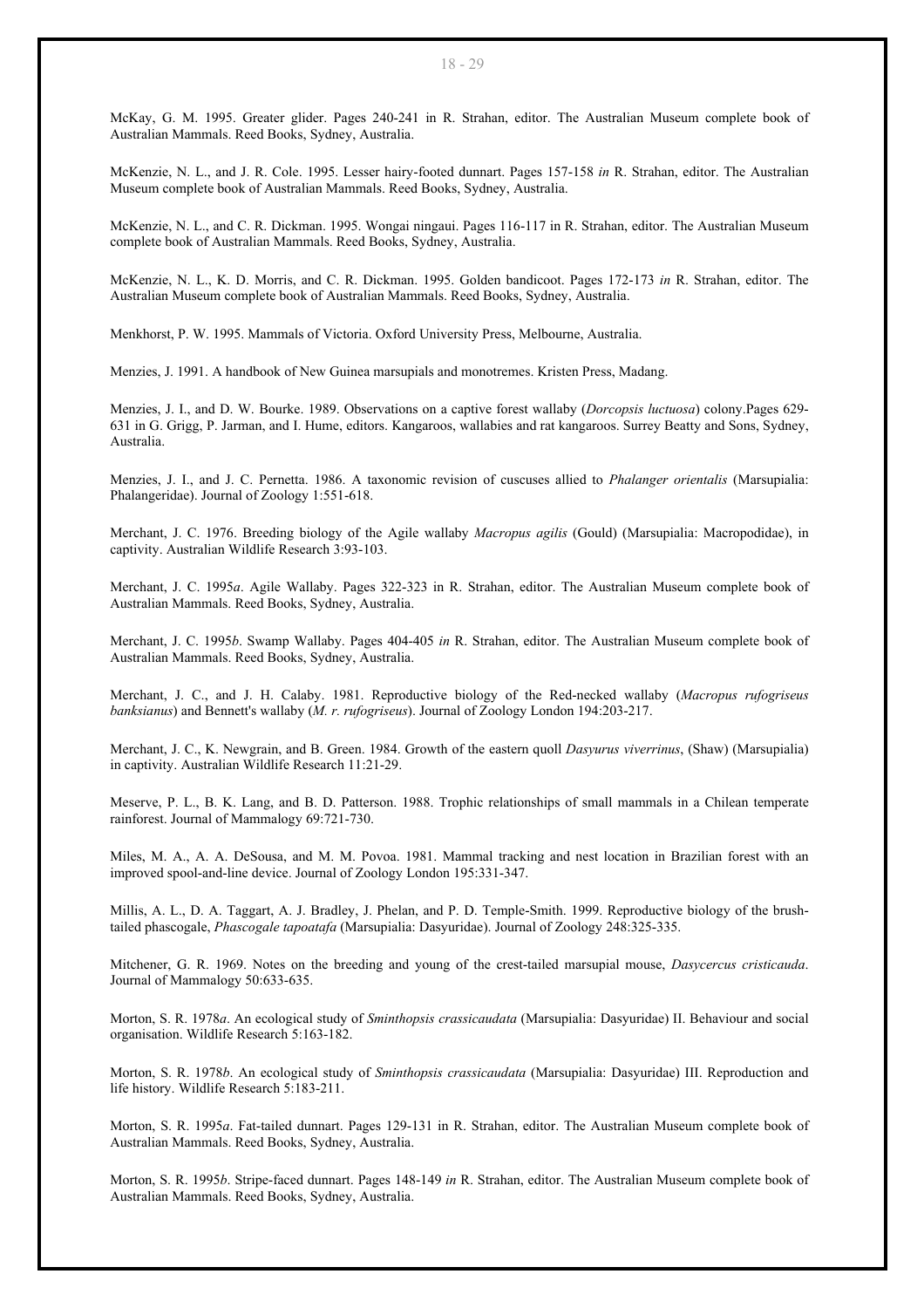McKay, G. M. 1995. Greater glider. Pages 240-241 in R. Strahan, editor. The Australian Museum complete book of Australian Mammals. Reed Books, Sydney, Australia.

McKenzie, N. L., and J. R. Cole. 1995. Lesser hairy-footed dunnart. Pages 157-158 *in* R. Strahan, editor. The Australian Museum complete book of Australian Mammals. Reed Books, Sydney, Australia.

McKenzie, N. L., and C. R. Dickman. 1995. Wongai ningaui. Pages 116-117 in R. Strahan, editor. The Australian Museum complete book of Australian Mammals. Reed Books, Sydney, Australia.

McKenzie, N. L., K. D. Morris, and C. R. Dickman. 1995. Golden bandicoot. Pages 172-173 *in* R. Strahan, editor. The Australian Museum complete book of Australian Mammals. Reed Books, Sydney, Australia.

Menkhorst, P. W. 1995. Mammals of Victoria. Oxford University Press, Melbourne, Australia.

Menzies, J. 1991. A handbook of New Guinea marsupials and monotremes. Kristen Press, Madang.

Menzies, J. I., and D. W. Bourke. 1989. Observations on a captive forest wallaby (*Dorcopsis luctuosa*) colony.Pages 629-631 in G. Grigg, P. Jarman, and I. Hume, editors. Kangaroos, wallabies and rat kangaroos. Surrey Beatty and Sons, Sydney, Australia.

Menzies, J. I., and J. C. Pernetta. 1986. A taxonomic revision of cuscuses allied to *Phalanger orientalis* (Marsupialia: Phalangeridae). Journal of Zoology 1:551-618.

Merchant, J. C. 1976. Breeding biology of the Agile wallaby *Macropus agilis* (Gould) (Marsupialia: Macropodidae), in captivity. Australian Wildlife Research 3:93-103.

Merchant, J. C. 1995*a*. Agile Wallaby. Pages 322-323 in R. Strahan, editor. The Australian Museum complete book of Australian Mammals. Reed Books, Sydney, Australia.

Merchant, J. C. 1995*b*. Swamp Wallaby. Pages 404-405 *in* R. Strahan, editor. The Australian Museum complete book of Australian Mammals. Reed Books, Sydney, Australia.

Merchant, J. C., and J. H. Calaby. 1981. Reproductive biology of the Red-necked wallaby (*Macropus rufogriseus banksianus*) and Bennett's wallaby (*M. r. rufogriseus*). Journal of Zoology London 194:203-217.

Merchant, J. C., K. Newgrain, and B. Green. 1984. Growth of the eastern quoll *Dasyurus viverrinus*, (Shaw) (Marsupialia) in captivity. Australian Wildlife Research 11:21-29.

Meserve, P. L., B. K. Lang, and B. D. Patterson. 1988. Trophic relationships of small mammals in a Chilean temperate rainforest. Journal of Mammalogy 69:721-730.

Miles, M. A., A. A. DeSousa, and M. M. Povoa. 1981. Mammal tracking and nest location in Brazilian forest with an improved spool-and-line device. Journal of Zoology London 195:331-347.

Millis, A. L., D. A. Taggart, A. J. Bradley, J. Phelan, and P. D. Temple-Smith. 1999. Reproductive biology of the brush-tailed phascogale, *Phascogale tapoatafa* (Marsupialia: Dasyuridae). Journal of Zoology 248:325-335.

Mitchener, G. R. 1969. Notes on the breeding and young of the crest-tailed marsupial mouse, *Dasycercus cristicauda*. Journal of Mammalogy 50:633-635.

Morton, S. R. 1978*a*. An ecological study of *Sminthopsis crassicaudata* (Marsupialia: Dasyuridae) II. Behaviour and social organisation. Wildlife Research 5:163-182.

Morton, S. R. 1978*b*. An ecological study of *Sminthopsis crassicaudata* (Marsupialia: Dasyuridae) III. Reproduction and life history. Wildlife Research 5:183-211.

Morton, S. R. 1995*a*. Fat-tailed dunnart. Pages 129-131 in R. Strahan, editor. The Australian Museum complete book of Australian Mammals. Reed Books, Sydney, Australia.

Morton, S. R. 1995*b*. Stripe-faced dunnart. Pages 148-149 *in* R. Strahan, editor. The Australian Museum complete book of Australian Mammals. Reed Books, Sydney, Australia.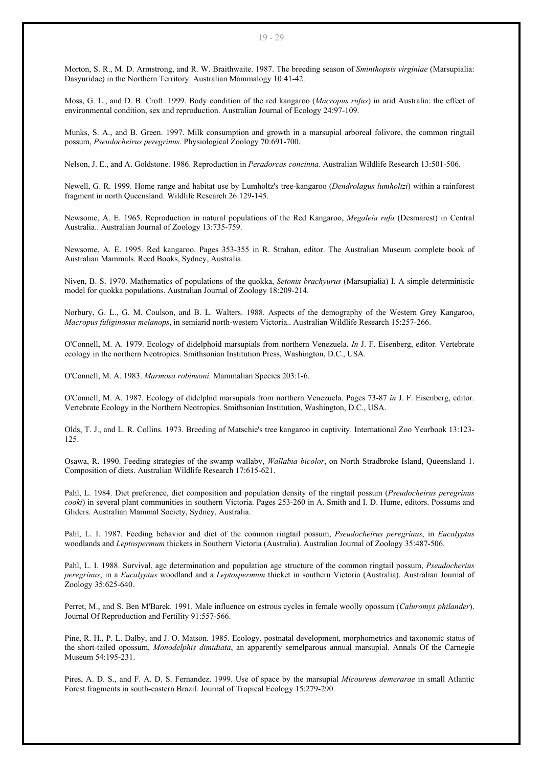Morton, S. R., M. D. Armstrong, and R. W. Braithwaite. 1987. The breeding season of *Sminthopsis virginiae* (Marsupialia: Dasyuridae) in the Northern Territory. Australian Mammalogy 10:41-42.

Moss, G. L., and D. B. Croft. 1999. Body condition of the red kangaroo (*Macropus rufus*) in arid Australia: the effect of environmental condition, sex and reproduction. Australian Journal of Ecology 24:97-109.

Munks, S. A., and B. Green. 1997. Milk consumption and growth in a marsupial arboreal folivore, the common ringtail possum, *Pseudocheirus peregrinus*. Physiological Zoology 70:691-700.

Nelson, J. E., and A. Goldstone. 1986. Reproduction in *Peradorcas concinna.* Australian Wildlife Research 13:501-506.

Newell, G. R. 1999. Home range and habitat use by Lumholtz's tree-kangaroo (*Dendrolagus lumholtzi*) within a rainforest fragment in north Queensland. Wildlife Research 26:129-145.

Newsome, A. E. 1965. Reproduction in natural populations of the Red Kangaroo, *Megaleia rufa* (Desmarest) in Central Australia.. Australian Journal of Zoology 13:735-759.

Newsome, A. E. 1995. Red kangaroo. Pages 353-355 in R. Strahan, editor. The Australian Museum complete book of Australian Mammals. Reed Books, Sydney, Australia.

Niven, B. S. 1970. Mathematics of populations of the quokka, *Setonix brachyurus* (Marsupialia) I. A simple deterministic model for quokka populations. Australian Journal of Zoology 18:209-214.

Norbury, G. L., G. M. Coulson, and B. L. Walters. 1988. Aspects of the demography of the Western Grey Kangaroo, *Macropus fuliginosus melanops*, in semiarid north-western Victoria.. Australian Wildlife Research 15:257-266.

O'Connell, M. A. 1979. Ecology of didelphoid marsupials from northern Venezuela. *In* J. F. Eisenberg, editor. Vertebrate ecology in the northern Neotropics. Smithsonian Institution Press, Washington, D.C., USA.

O'Connell, M. A. 1983. *Marmosa robinsoni.* Mammalian Species 203:1-6.

O'Connell, M. A. 1987. Ecology of didelphid marsupials from northern Venezuela. Pages 73-87 *in* J. F. Eisenberg, editor. Vertebrate Ecology in the Northern Neotropics. Smithsonian Institution, Washington, D.C., USA.

Olds, T. J., and L. R. Collins. 1973. Breeding of Matschie's tree kangaroo in captivity. International Zoo Yearbook 13:123-125.

Osawa, R. 1990. Feeding strategies of the swamp wallaby, *Wallabia bicolor*, on North Stradbroke Island, Queensland 1. Composition of diets. Australian Wildlife Research 17:615-621.

Pahl, L. 1984. Diet preference, diet composition and population density of the ringtail possum (*Pseudocheirus peregrinus cooki*) in several plant communities in southern Victoria. Pages 253-260 in A. Smith and I. D. Hume, editors. Possums and Gliders. Australian Mammal Society, Sydney, Australia.

Pahl, L. I. 1987. Feeding behavior and diet of the common ringtail possum, *Pseudocheirus peregrinus*, in *Eucalyptus* woodlands and *Leptospermum* thickets in Southern Victoria (Australia). Australian Journal of Zoology 35:487-506.

Pahl, L. I. 1988. Survival, age determination and population age structure of the common ringtail possum, *Pseudocherius peregrinus*, in a *Eucalyptus* woodland and a *Leptospermum* thicket in southern Victoria (Australia). Australian Journal of Zoology 35:625-640.

Perret, M., and S. Ben M'Barek. 1991. Male influence on estrous cycles in female woolly opossum (*Caluromys philander*). Journal Of Reproduction and Fertility 91:557-566.

Pine, R. H., P. L. Dalby, and J. O. Matson. 1985. Ecology, postnatal development, morphometrics and taxonomic status of the short-tailed opossum, *Monodelphis dimidiata*, an apparently semelparous annual marsupial. Annals Of the Carnegie Museum 54:195-231.

Pires, A. D. S., and F. A. D. S. Fernandez. 1999. Use of space by the marsupial *Micoureus demerarae* in small Atlantic Forest fragments in south-eastern Brazil. Journal of Tropical Ecology 15:279-290.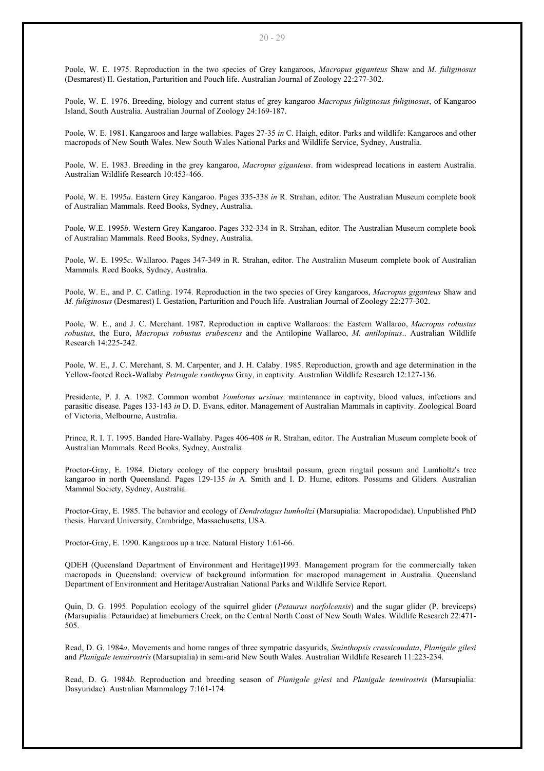Poole, W. E. 1975. Reproduction in the two species of Grey kangaroos, *Macropus giganteus* Shaw and *M. fuliginosus* (Desmarest) II. Gestation, Parturition and Pouch life. Australian Journal of Zoology 22:277-302.

Poole, W. E. 1976. Breeding, biology and current status of grey kangaroo *Macropus fuliginosus fuliginosus*, of Kangaroo Island, South Australia. Australian Journal of Zoology 24:169-187.

Poole, W. E. 1981. Kangaroos and large wallabies. Pages 27-35 *in* C. Haigh, editor. Parks and wildlife: Kangaroos and other macropods of New South Wales. New South Wales National Parks and Wildlife Service, Sydney, Australia.

Poole, W. E. 1983. Breeding in the grey kangaroo, *Macropus giganteus*. from widespread locations in eastern Australia. Australian Wildlife Research 10:453-466.

Poole, W. E. 1995*a*. Eastern Grey Kangaroo. Pages 335-338 *in* R. Strahan, editor. The Australian Museum complete book of Australian Mammals. Reed Books, Sydney, Australia.

Poole, W.E. 1995*b*. Western Grey Kangaroo. Pages 332-334 in R. Strahan, editor. The Australian Museum complete book of Australian Mammals. Reed Books, Sydney, Australia.

Poole, W. E. 1995*c*. Wallaroo. Pages 347-349 in R. Strahan, editor. The Australian Museum complete book of Australian Mammals. Reed Books, Sydney, Australia.

Poole, W. E., and P. C. Catling. 1974. Reproduction in the two species of Grey kangaroos, *Macropus giganteus* Shaw and *M. fuliginosus* (Desmarest) I. Gestation, Parturition and Pouch life. Australian Journal of Zoology 22:277-302.

Poole, W. E., and J. C. Merchant. 1987. Reproduction in captive Wallaroos: the Eastern Wallaroo, *Macropus robustus robustus*, the Euro, *Macropus robustus erubescens* and the Antilopine Wallaroo, *M. antilopinus*.. Australian Wildlife Research 14:225-242.

Poole, W. E., J. C. Merchant, S. M. Carpenter, and J. H. Calaby. 1985. Reproduction, growth and age determination in the Yellow-footed Rock-Wallaby *Petrogale xanthopus* Gray, in captivity. Australian Wildlife Research 12:127-136.

Presidente, P. J. A. 1982. Common wombat *Vombatus ursinus*: maintenance in captivity, blood values, infections and parasitic disease. Pages 133-143 *in* D. D. Evans, editor. Management of Australian Mammals in captivity. Zoological Board of Victoria, Melbourne, Australia.

Prince, R. I. T. 1995. Banded Hare-Wallaby. Pages 406-408 *in* R. Strahan, editor. The Australian Museum complete book of Australian Mammals. Reed Books, Sydney, Australia.

Proctor-Gray, E. 1984. Dietary ecology of the coppery brushtail possum, green ringtail possum and Lumholtz's tree kangaroo in north Queensland. Pages 129-135 *in* A. Smith and I. D. Hume, editors. Possums and Gliders. Australian Mammal Society, Sydney, Australia.

Proctor-Gray, E. 1985. The behavior and ecology of *Dendrolagus lumholtzi* (Marsupialia: Macropodidae). Unpublished PhD thesis. Harvard University, Cambridge, Massachusetts, USA.

Proctor-Gray, E. 1990. Kangaroos up a tree. Natural History 1:61-66.

QDEH (Queensland Department of Environment and Heritage)1993. Management program for the commercially taken macropods in Queensland: overview of background information for macropod management in Australia. Queensland Department of Environment and Heritage/Australian National Parks and Wildlife Service Report.

Quin, D. G. 1995. Population ecology of the squirrel glider (*Petaurus norfolcensis*) and the sugar glider (P. breviceps) (Marsupialia: Petauridae) at limeburners Creek, on the Central North Coast of New South Wales. Wildlife Research 22:471-505.

Read, D. G. 1984*a*. Movements and home ranges of three sympatric dasyurids, *Sminthopsis crassicaudata*, *Planigale gilesi* and *Planigale tenuirostris* (Marsupialia) in semi-arid New South Wales. Australian Wildlife Research 11:223-234.

Read, D. G. 1984*b*. Reproduction and breeding season of *Planigale gilesi* and *Planigale tenuirostris* (Marsupialia: Dasyuridae). Australian Mammalogy 7:161-174.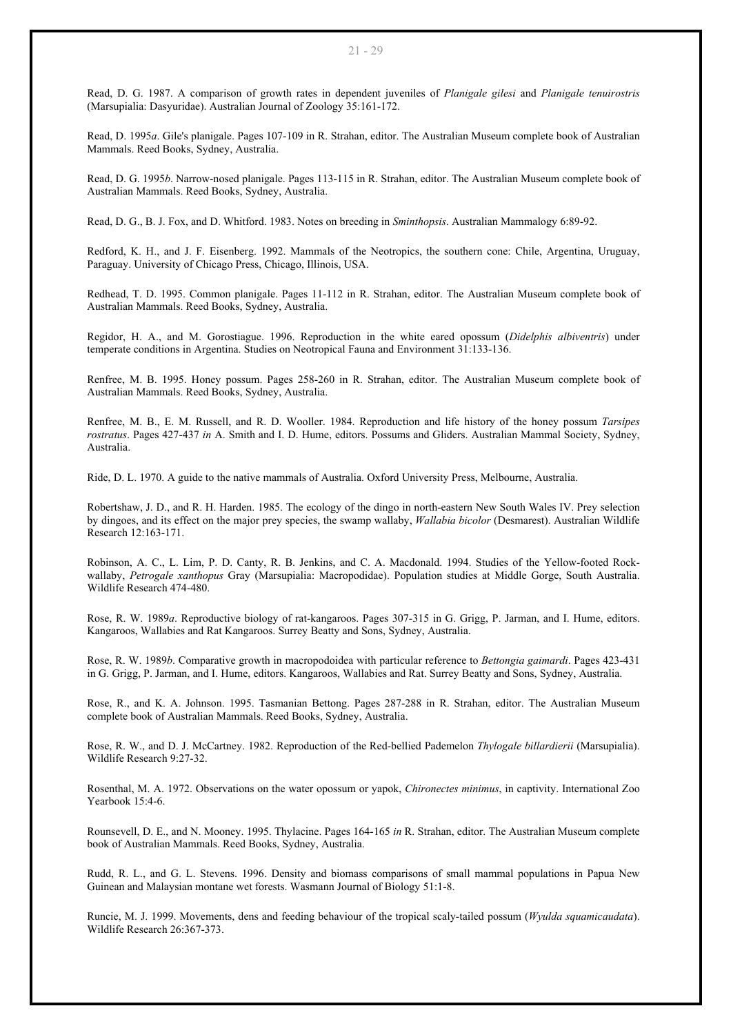Read, D. G. 1987. A comparison of growth rates in dependent juveniles of *Planigale gilesi* and *Planigale tenuirostris* (Marsupialia: Dasyuridae). Australian Journal of Zoology 35:161-172.

Read, D. 1995*a*. Gile's planigale. Pages 107-109 in R. Strahan, editor. The Australian Museum complete book of Australian Mammals. Reed Books, Sydney, Australia.

Read, D. G. 1995*b*. Narrow-nosed planigale. Pages 113-115 in R. Strahan, editor. The Australian Museum complete book of Australian Mammals. Reed Books, Sydney, Australia.

Read, D. G., B. J. Fox, and D. Whitford. 1983. Notes on breeding in *Sminthopsis*. Australian Mammalogy 6:89-92.

Redford, K. H., and J. F. Eisenberg. 1992. Mammals of the Neotropics, the southern cone: Chile, Argentina, Uruguay, Paraguay. University of Chicago Press, Chicago, Illinois, USA.

Redhead, T. D. 1995. Common planigale. Pages 11-112 in R. Strahan, editor. The Australian Museum complete book of Australian Mammals. Reed Books, Sydney, Australia.

Regidor, H. A., and M. Gorostiague. 1996. Reproduction in the white eared opossum (*Didelphis albiventris*) under temperate conditions in Argentina. Studies on Neotropical Fauna and Environment 31:133-136.

Renfree, M. B. 1995. Honey possum. Pages 258-260 in R. Strahan, editor. The Australian Museum complete book of Australian Mammals. Reed Books, Sydney, Australia.

Renfree, M. B., E. M. Russell, and R. D. Wooller. 1984. Reproduction and life history of the honey possum *Tarsipes rostratus*. Pages 427-437 *in* A. Smith and I. D. Hume, editors. Possums and Gliders. Australian Mammal Society, Sydney, Australia.

Ride, D. L. 1970. A guide to the native mammals of Australia. Oxford University Press, Melbourne, Australia.

Robertshaw, J. D., and R. H. Harden. 1985. The ecology of the dingo in north-eastern New South Wales IV. Prey selection by dingoes, and its effect on the major prey species, the swamp wallaby, *Wallabia bicolor* (Desmarest). Australian Wildlife Research 12:163-171.

Robinson, A. C., L. Lim, P. D. Canty, R. B. Jenkins, and C. A. Macdonald. 1994. Studies of the Yellow-footed Rock-wallaby, *Petrogale xanthopus* Gray (Marsupialia: Macropodidae). Population studies at Middle Gorge, South Australia. Wildlife Research 474-480.

Rose, R. W. 1989*a*. Reproductive biology of rat-kangaroos. Pages 307-315 in G. Grigg, P. Jarman, and I. Hume, editors. Kangaroos, Wallabies and Rat Kangaroos. Surrey Beatty and Sons, Sydney, Australia.

Rose, R. W. 1989*b*. Comparative growth in macropodoidea with particular reference to *Bettongia gaimardi*. Pages 423-431 in G. Grigg, P. Jarman, and I. Hume, editors. Kangaroos, Wallabies and Rat. Surrey Beatty and Sons, Sydney, Australia.

Rose, R., and K. A. Johnson. 1995. Tasmanian Bettong. Pages 287-288 in R. Strahan, editor. The Australian Museum complete book of Australian Mammals. Reed Books, Sydney, Australia.

Rose, R. W., and D. J. McCartney. 1982. Reproduction of the Red-bellied Pademelon *Thylogale billardierii* (Marsupialia). Wildlife Research 9:27-32.

Rosenthal, M. A. 1972. Observations on the water opossum or yapok, *Chironectes minimus*, in captivity. International Zoo Yearbook 15:4-6.

Rounsevell, D. E., and N. Mooney. 1995. Thylacine. Pages 164-165 *in* R. Strahan, editor. The Australian Museum complete book of Australian Mammals. Reed Books, Sydney, Australia.

Rudd, R. L., and G. L. Stevens. 1996. Density and biomass comparisons of small mammal populations in Papua New Guinean and Malaysian montane wet forests. Wasmann Journal of Biology 51:1-8.

Runcie, M. J. 1999. Movements, dens and feeding behaviour of the tropical scaly-tailed possum (*Wyulda squamicaudata*). Wildlife Research 26:367-373.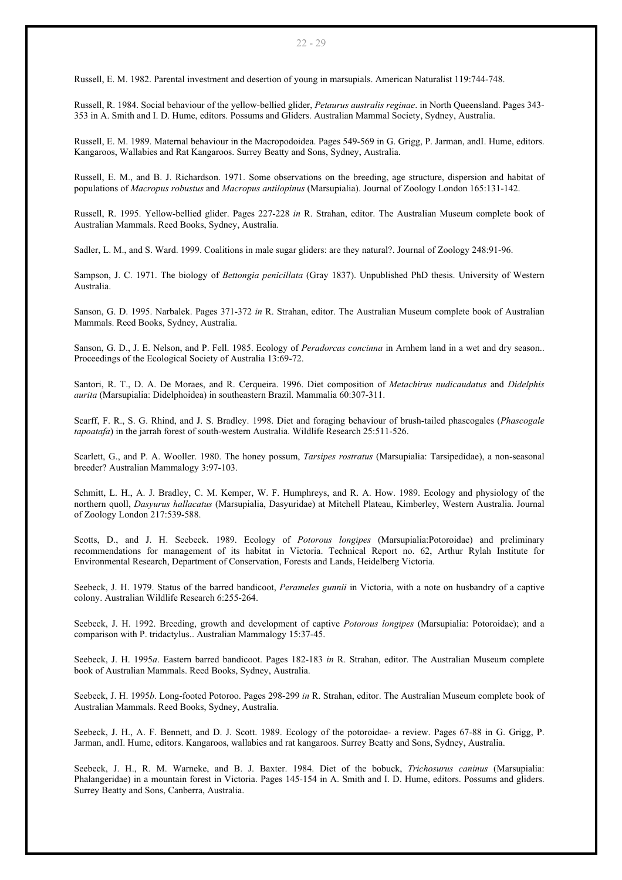Russell, E. M. 1982. Parental investment and desertion of young in marsupials. American Naturalist 119:744-748.

Russell, R. 1984. Social behaviour of the yellow-bellied glider, *Petaurus australis reginae*. in North Queensland. Pages 343-353 in A. Smith and I. D. Hume, editors. Possums and Gliders. Australian Mammal Society, Sydney, Australia.

Russell, E. M. 1989. Maternal behaviour in the Macropodoidea. Pages 549-569 in G. Grigg, P. Jarman, andI. Hume, editors. Kangaroos, Wallabies and Rat Kangaroos. Surrey Beatty and Sons, Sydney, Australia.

Russell, E. M., and B. J. Richardson. 1971. Some observations on the breeding, age structure, dispersion and habitat of populations of *Macropus robustus* and *Macropus antilopinus* (Marsupialia). Journal of Zoology London 165:131-142.

Russell, R. 1995. Yellow-bellied glider. Pages 227-228 *in* R. Strahan, editor. The Australian Museum complete book of Australian Mammals. Reed Books, Sydney, Australia.

Sadler, L. M., and S. Ward. 1999. Coalitions in male sugar gliders: are they natural?. Journal of Zoology 248:91-96.

Sampson, J. C. 1971. The biology of *Bettongia penicillata* (Gray 1837). Unpublished PhD thesis. University of Western Australia.

Sanson, G. D. 1995. Narbalek. Pages 371-372 *in* R. Strahan, editor. The Australian Museum complete book of Australian Mammals. Reed Books, Sydney, Australia.

Sanson, G. D., J. E. Nelson, and P. Fell. 1985. Ecology of *Peradorcas concinna* in Arnhem land in a wet and dry season.. Proceedings of the Ecological Society of Australia 13:69-72.

Santori, R. T., D. A. De Moraes, and R. Cerqueira. 1996. Diet composition of *Metachirus nudicaudatus* and *Didelphis aurita* (Marsupialia: Didelphoidea) in southeastern Brazil. Mammalia 60:307-311.

Scarff, F. R., S. G. Rhind, and J. S. Bradley. 1998. Diet and foraging behaviour of brush-tailed phascogales (*Phascogale tapoatafa*) in the jarrah forest of south-western Australia. Wildlife Research 25:511-526.

Scarlett, G., and P. A. Wooller. 1980. The honey possum, *Tarsipes rostratus* (Marsupialia: Tarsipedidae), a non-seasonal breeder? Australian Mammalogy 3:97-103.

Schmitt, L. H., A. J. Bradley, C. M. Kemper, W. F. Humphreys, and R. A. How. 1989. Ecology and physiology of the northern quoll, *Dasyurus hallacatus* (Marsupialia, Dasyuridae) at Mitchell Plateau, Kimberley, Western Australia. Journal of Zoology London 217:539-588.

Scotts, D., and J. H. Seebeck. 1989. Ecology of *Potorous longipes* (Marsupialia:Potoroidae) and preliminary recommendations for management of its habitat in Victoria. Technical Report no. 62, Arthur Rylah Institute for Environmental Research, Department of Conservation, Forests and Lands, Heidelberg Victoria.

Seebeck, J. H. 1979. Status of the barred bandicoot, *Perameles gunnii* in Victoria, with a note on husbandry of a captive colony. Australian Wildlife Research 6:255-264.

Seebeck, J. H. 1992. Breeding, growth and development of captive *Potorous longipes* (Marsupialia: Potoroidae); and a comparison with P. tridactylus.. Australian Mammalogy 15:37-45.

Seebeck, J. H. 1995*a*. Eastern barred bandicoot. Pages 182-183 *in* R. Strahan, editor. The Australian Museum complete book of Australian Mammals. Reed Books, Sydney, Australia.

Seebeck, J. H. 1995*b*. Long-footed Potoroo. Pages 298-299 *in* R. Strahan, editor. The Australian Museum complete book of Australian Mammals. Reed Books, Sydney, Australia.

Seebeck, J. H., A. F. Bennett, and D. J. Scott. 1989. Ecology of the potoroidae- a review. Pages 67-88 in G. Grigg, P. Jarman, andI. Hume, editors. Kangaroos, wallabies and rat kangaroos. Surrey Beatty and Sons, Sydney, Australia.

Seebeck, J. H., R. M. Warneke, and B. J. Baxter. 1984. Diet of the bobuck, *Trichosurus caninus* (Marsupialia: Phalangeridae) in a mountain forest in Victoria. Pages 145-154 in A. Smith and I. D. Hume, editors. Possums and gliders. Surrey Beatty and Sons, Canberra, Australia.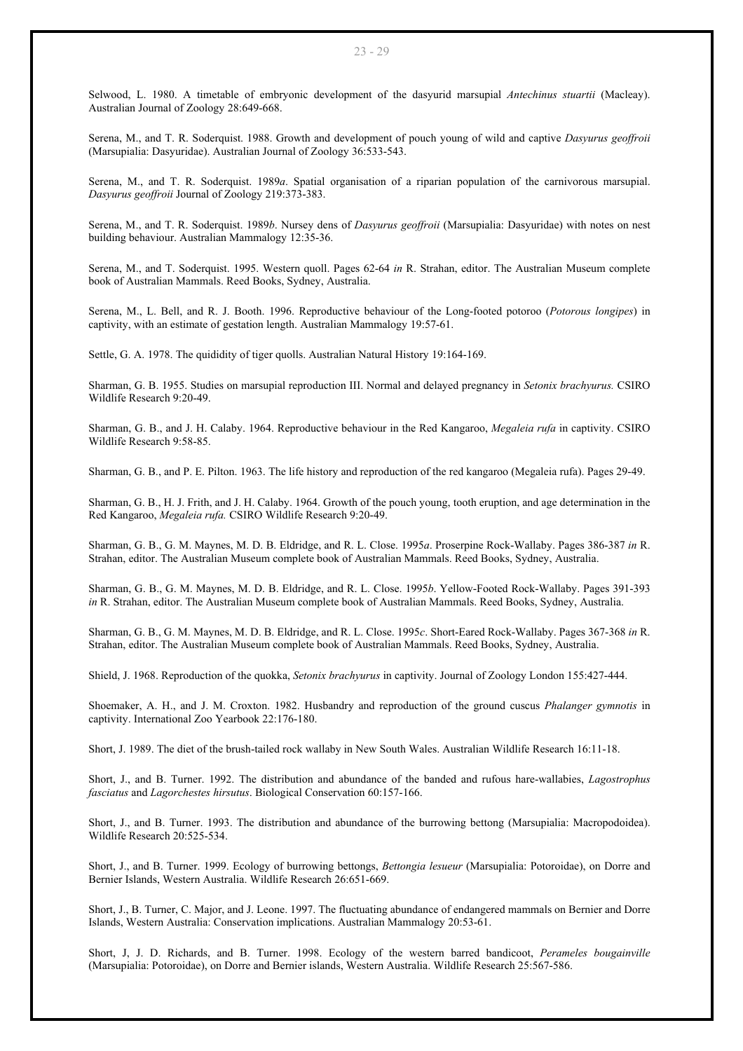Selwood, L. 1980. A timetable of embryonic development of the dasyurid marsupial *Antechinus stuartii* (Macleay). Australian Journal of Zoology 28:649-668.

Serena, M., and T. R. Soderquist. 1988. Growth and development of pouch young of wild and captive *Dasyurus geoffroii* (Marsupialia: Dasyuridae). Australian Journal of Zoology 36:533-543.

Serena, M., and T. R. Soderquist. 1989*a*. Spatial organisation of a riparian population of the carnivorous marsupial. *Dasyurus geoffroii* Journal of Zoology 219:373-383.

Serena, M., and T. R. Soderquist. 1989*b*. Nursey dens of *Dasyurus geoffroii* (Marsupialia: Dasyuridae) with notes on nest building behaviour. Australian Mammalogy 12:35-36.

Serena, M., and T. Soderquist. 1995. Western quoll. Pages 62-64 *in* R. Strahan, editor. The Australian Museum complete book of Australian Mammals. Reed Books, Sydney, Australia.

Serena, M., L. Bell, and R. J. Booth. 1996. Reproductive behaviour of the Long-footed potoroo (*Potorous longipes*) in captivity, with an estimate of gestation length. Australian Mammalogy 19:57-61.

Settle, G. A. 1978. The quidity of tiger quolls. Australian Natural History 19:164-169.

Sharman, G. B. 1955. Studies on marsupial reproduction III. Normal and delayed pregnancy in *Setonix brachyurus.* CSIRO Wildlife Research 9:20-49.

Sharman, G. B., and J. H. Calaby. 1964. Reproductive behaviour in the Red Kangaroo, *Megaleia rufa* in captivity. CSIRO Wildlife Research 9:58-85.

Sharman, G. B., and P. E. Pilton. 1963. The life history and reproduction of the red kangaroo (Megaleia rufa). Pages 29-49.

Sharman, G. B., H. J. Frith, and J. H. Calaby. 1964. Growth of the pouch young, tooth eruption, and age determination in the Red Kangaroo, *Megaleia rufa.* CSIRO Wildlife Research 9:20-49.

Sharman, G. B., G. M. Maynes, M. D. B. Eldridge, and R. L. Close. 1995*a*. Proserpine Rock-Wallaby. Pages 386-387 *in* R. Strahan, editor. The Australian Museum complete book of Australian Mammals. Reed Books, Sydney, Australia.

Sharman, G. B., G. M. Maynes, M. D. B. Eldridge, and R. L. Close. 1995*b*. Yellow-Footed Rock-Wallaby. Pages 391-393 *in* R. Strahan, editor. The Australian Museum complete book of Australian Mammals. Reed Books, Sydney, Australia.

Sharman, G. B., G. M. Maynes, M. D. B. Eldridge, and R. L. Close. 1995*c*. Short-Eared Rock-Wallaby. Pages 367-368 *in* R. Strahan, editor. The Australian Museum complete book of Australian Mammals. Reed Books, Sydney, Australia.

Shield, J. 1968. Reproduction of the quokka, *Setonix brachyurus* in captivity. Journal of Zoology London 155:427-444.

Shoemaker, A. H., and J. M. Croxton. 1982. Husbandry and reproduction of the ground cuscus *Phalanger gymnotis* in captivity. International Zoo Yearbook 22:176-180.

Short, J. 1989. The diet of the brush-tailed rock wallaby in New South Wales. Australian Wildlife Research 16:11-18.

Short, J., and B. Turner. 1992. The distribution and abundance of the banded and rufous hare-wallabies, *Lagostrophus fasciatus* and *Lagorchestes hirsutus*. Biological Conservation 60:157-166.

Short, J., and B. Turner. 1993. The distribution and abundance of the burrowing bettong (Marsupialia: Macropodoidea). Wildlife Research 20:525-534.

Short, J., and B. Turner. 1999. Ecology of burrowing bettongs, *Bettongia lesueur* (Marsupialia: Potoroidae), on Dorre and Bernier Islands, Western Australia. Wildlife Research 26:651-669.

Short, J., B. Turner, C. Major, and J. Leone. 1997. The fluctuating abundance of endangered mammals on Bernier and Dorre Islands, Western Australia: Conservation implications. Australian Mammalogy 20:53-61.

Short, J, J. D. Richards, and B. Turner. 1998. Ecology of the western barred bandicoot, *Perameles bougainville* (Marsupialia: Potoroidae), on Dorre and Bernier islands, Western Australia. Wildlife Research 25:567-586.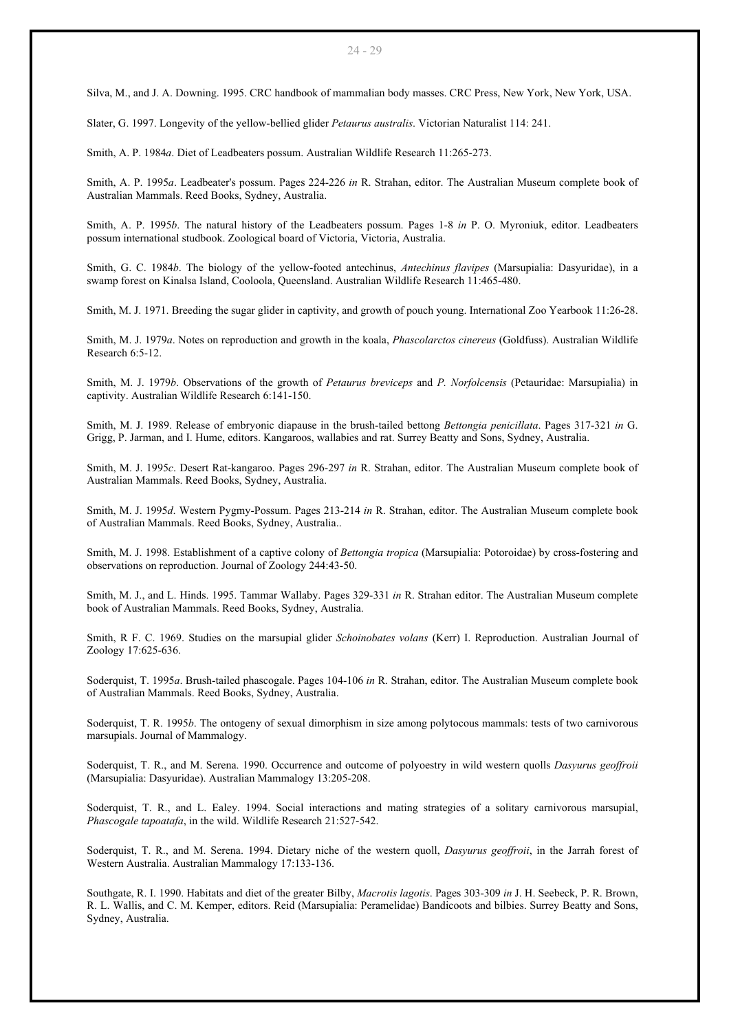Silva, M., and J. A. Downing. 1995. CRC handbook of mammalian body masses. CRC Press, New York, New York, USA.

Slater, G. 1997. Longevity of the yellow-bellied glider *Petaurus australis*. Victorian Naturalist 114: 241.

Smith, A. P. 1984*a*. Diet of Leadbeaters possum. Australian Wildlife Research 11:265-273.

Smith, A. P. 1995*a*. Leadbeater's possum. Pages 224-226 *in* R. Strahan, editor. The Australian Museum complete book of Australian Mammals. Reed Books, Sydney, Australia.

Smith, A. P. 1995*b*. The natural history of the Leadbeaters possum. Pages 1-8 *in* P. O. Myroniuk, editor. Leadbeaters possum international studbook. Zoological board of Victoria, Victoria, Australia.

Smith, G. C. 1984*b*. The biology of the yellow-footed antechinus, *Antechinus flavipes* (Marsupialia: Dasyuridae), in a swamp forest on Kinalsa Island, Cooloola, Queensland. Australian Wildlife Research 11:465-480.

Smith, M. J. 1971. Breeding the sugar glider in captivity, and growth of pouch young. International Zoo Yearbook 11:26-28.

Smith, M. J. 1979*a*. Notes on reproduction and growth in the koala, *Phascolarctos cinereus* (Goldfuss). Australian Wildlife Research 6:5-12.

Smith, M. J. 1979*b*. Observations of the growth of *Petaurus breviceps* and *P. Norfolcensis* (Petauridae: Marsupialia) in captivity. Australian Wildlife Research 6:141-150.

Smith, M. J. 1989. Release of embryonic diapause in the brush-tailed bettong *Bettongia penicillata*. Pages 317-321 *in* G. Grigg, P. Jarman, and I. Hume, editors. Kangaroos, wallabies and rat. Surrey Beatty and Sons, Sydney, Australia.

Smith, M. J. 1995*c*. Desert Rat-kangaroo. Pages 296-297 *in* R. Strahan, editor. The Australian Museum complete book of Australian Mammals. Reed Books, Sydney, Australia.

Smith, M. J. 1995*d*. Western Pygmy-Possum. Pages 213-214 *in* R. Strahan, editor. The Australian Museum complete book of Australian Mammals. Reed Books, Sydney, Australia..

Smith, M. J. 1998. Establishment of a captive colony of *Bettongia tropica* (Marsupialia: Potoroidae) by cross-fostering and observations on reproduction. Journal of Zoology 244:43-50.

Smith, M. J., and L. Hinds. 1995. Tammar Wallaby. Pages 329-331 *in* R. Strahan editor. The Australian Museum complete book of Australian Mammals. Reed Books, Sydney, Australia.

Smith, R F. C. 1969. Studies on the marsupial glider *Schoinobates volans* (Kerr) I. Reproduction. Australian Journal of Zoology 17:625-636.

Soderquist, T. 1995*a*. Brush-tailed phascogale. Pages 104-106 *in* R. Strahan, editor. The Australian Museum complete book of Australian Mammals. Reed Books, Sydney, Australia.

Soderquist, T. R. 1995*b*. The ontogeny of sexual dimorphism in size among polytocous mammals: tests of two carnivorous marsupials. Journal of Mammalogy.

Soderquist, T. R., and M. Serena. 1990. Occurrence and outcome of polyoestry in wild western quolls *Dasyurus geoffroii* (Marsupialia: Dasyuridae). Australian Mammalogy 13:205-208.

Soderquist, T. R., and L. Ealey. 1994. Social interactions and mating strategies of a solitary carnivorous marsupial, *Phascogale tapoatafa*, in the wild. Wildlife Research 21:527-542.

Soderquist, T. R., and M. Serena. 1994. Dietary niche of the western quoll, *Dasyurus geoffroii*, in the Jarrah forest of Western Australia. Australian Mammalogy 17:133-136.

Southgate, R. I. 1990. Habitats and diet of the greater Bilby, *Macrotis lagotis*. Pages 303-309 *in* J. H. Seebeck, P. R. Brown, R. L. Wallis, and C. M. Kemper, editors. Reid (Marsupialia: Peramelidae) Bandicoots and bilbies. Surrey Beatty and Sons, Sydney, Australia.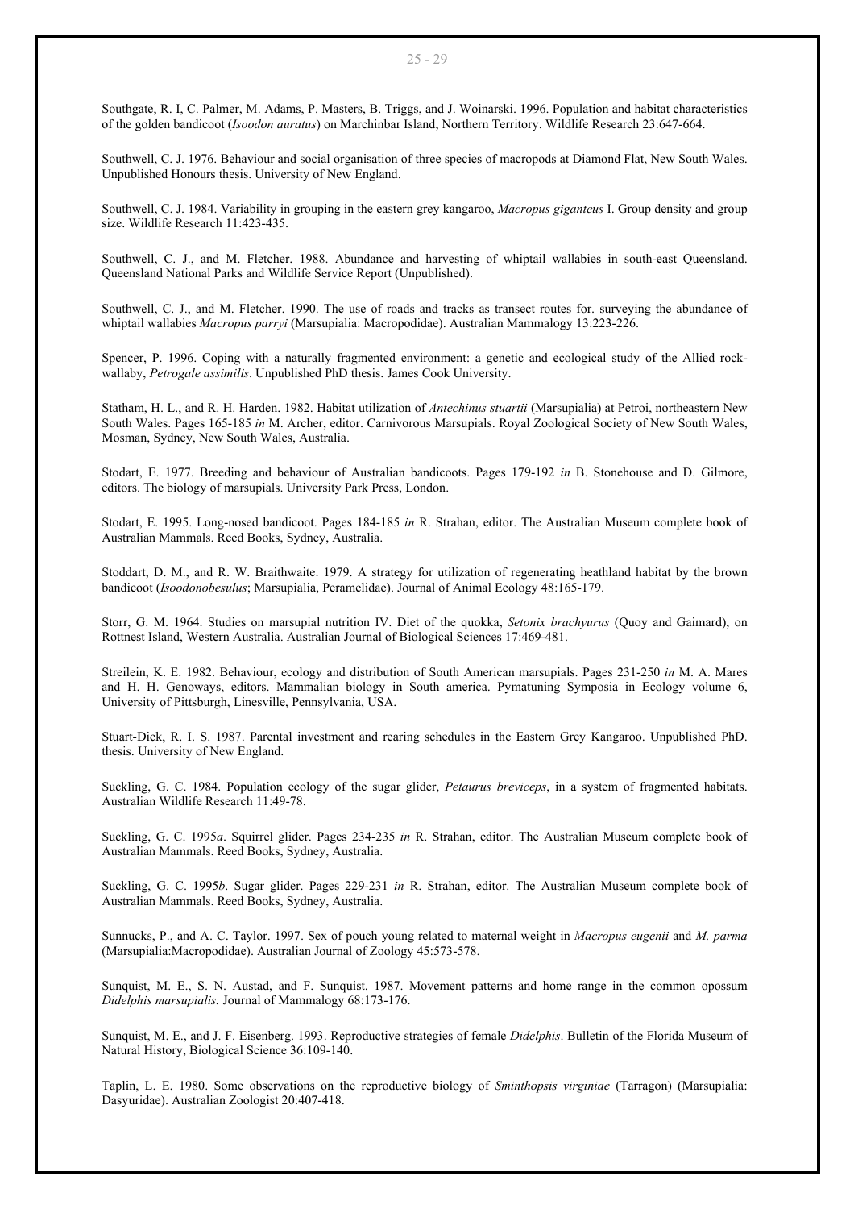Southgate, R. I, C. Palmer, M. Adams, P. Masters, B. Triggs, and J. Woinarski. 1996. Population and habitat characteristics of the golden bandicoot (*Isoodon auratus*) on Marchinbar Island, Northern Territory. Wildlife Research 23:647-664.

Southwell, C. J. 1976. Behaviour and social organisation of three species of macropods at Diamond Flat, New South Wales. Unpublished Honours thesis. University of New England.

Southwell, C. J. 1984. Variability in grouping in the eastern grey kangaroo, *Macropus giganteus* I. Group density and group size. Wildlife Research 11:423-435.

Southwell, C. J., and M. Fletcher. 1988. Abundance and harvesting of whiptail wallabies in south-east Queensland. Queensland National Parks and Wildlife Service Report (Unpublished).

Southwell, C. J., and M. Fletcher. 1990. The use of roads and tracks as transect routes for. surveying the abundance of whiptail wallabies *Macropus parryi* (Marsupialia: Macropodidae). Australian Mammalogy 13:223-226.

Spencer, P. 1996. Coping with a naturally fragmented environment: a genetic and ecological study of the Allied rock-wallaby, *Petrogale assimilis*. Unpublished PhD thesis. James Cook University.

Statham, H. L., and R. H. Harden. 1982. Habitat utilization of *Antechinus stuartii* (Marsupialia) at Petroi, northeastern New South Wales. Pages 165-185 *in* M. Archer, editor. Carnivorous Marsupials. Royal Zoological Society of New South Wales, Mosman, Sydney, New South Wales, Australia.

Stodart, E. 1977. Breeding and behaviour of Australian bandicoots. Pages 179-192 *in* B. Stonehouse and D. Gilmore, editors. The biology of marsupials. University Park Press, London.

Stodart, E. 1995. Long-nosed bandicoot. Pages 184-185 *in* R. Strahan, editor. The Australian Museum complete book of Australian Mammals. Reed Books, Sydney, Australia.

Stoddart, D. M., and R. W. Braithwaite. 1979. A strategy for utilization of regenerating heathland habitat by the brown bandicoot (*Isoodonobesulus*; Marsupialia, Peramelidae). Journal of Animal Ecology 48:165-179.

Storr, G. M. 1964. Studies on marsupial nutrition IV. Diet of the quokka, *Setonix brachyurus* (Quoy and Gaimard), on Rottnest Island, Western Australia. Australian Journal of Biological Sciences 17:469-481.

Streilein, K. E. 1982. Behaviour, ecology and distribution of South American marsupials. Pages 231-250 *in* M. A. Mares and H. H. Genoways, editors. Mammalian biology in South america. Pymatuning Symposia in Ecology volume 6, University of Pittsburgh, Linesville, Pennsylvania, USA.

Stuart-Dick, R. I. S. 1987. Parental investment and rearing schedules in the Eastern Grey Kangaroo. Unpublished PhD. thesis. University of New England.

Suckling, G. C. 1984. Population ecology of the sugar glider, *Petaurus breviceps*, in a system of fragmented habitats. Australian Wildlife Research 11:49-78.

Suckling, G. C. 1995*a*. Squirrel glider. Pages 234-235 *in* R. Strahan, editor. The Australian Museum complete book of Australian Mammals. Reed Books, Sydney, Australia.

Suckling, G. C. 1995*b*. Sugar glider. Pages 229-231 *in* R. Strahan, editor. The Australian Museum complete book of Australian Mammals. Reed Books, Sydney, Australia.

Sunnucks, P., and A. C. Taylor. 1997. Sex of pouch young related to maternal weight in *Macropus eugenii* and *M. parma* (Marsupialia:Macropodidae). Australian Journal of Zoology 45:573-578.

Sunquist, M. E., S. N. Austad, and F. Sunquist. 1987. Movement patterns and home range in the common opossum *Didelphis marsupialis.* Journal of Mammalogy 68:173-176.

Sunquist, M. E., and J. F. Eisenberg. 1993. Reproductive strategies of female *Didelphis*. Bulletin of the Florida Museum of Natural History, Biological Science 36:109-140.

Taplin, L. E. 1980. Some observations on the reproductive biology of *Sminthopsis virginiae* (Tarragon) (Marsupialia: Dasyuridae). Australian Zoologist 20:407-418.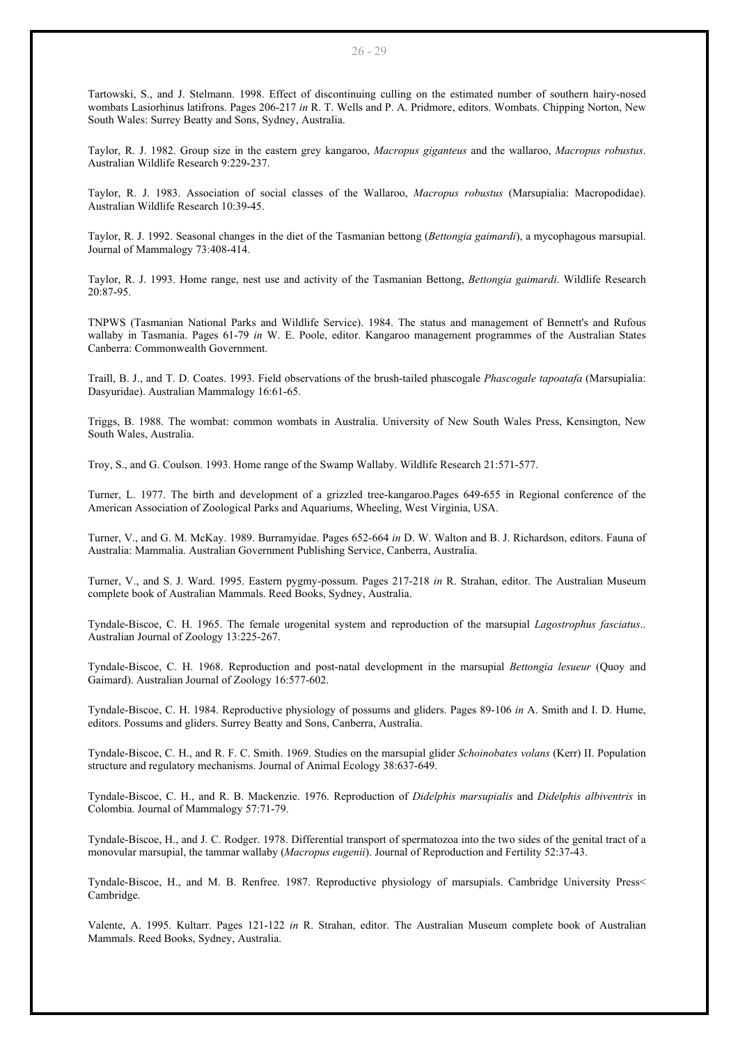Tartowski, S., and J. Stelmann. 1998. Effect of discontinuing culling on the estimated number of southern hairy-nosed wombats Lasiorhinus latifrons. Pages 206-217 *in* R. T. Wells and P. A. Pridmore, editors. Wombats. Chipping Norton, New South Wales: Surrey Beatty and Sons, Sydney, Australia.

Taylor, R. J. 1982. Group size in the eastern grey kangaroo, *Macropus giganteus* and the wallaroo, *Macropus robustus*. Australian Wildlife Research 9:229-237.

Taylor, R. J. 1983. Association of social classes of the Wallaroo, *Macropus robustus* (Marsupialia: Macropodidae). Australian Wildlife Research 10:39-45.

Taylor, R. J. 1992. Seasonal changes in the diet of the Tasmanian bettong (*Bettongia gaimardi*), a mycophagous marsupial. Journal of Mammalogy 73:408-414.

Taylor, R. J. 1993. Home range, nest use and activity of the Tasmanian Bettong, *Bettongia gaimardi*. Wildlife Research 20:87-95.

TNPWS (Tasmanian National Parks and Wildlife Service). 1984. The status and management of Bennett's and Rufous wallaby in Tasmania. Pages 61-79 *in* W. E. Poole, editor. Kangaroo management programmes of the Australian States Canberra: Commonwealth Government.

Traill, B. J., and T. D. Coates. 1993. Field observations of the brush-tailed phascogale *Phascogale tapoatafa* (Marsupialia: Dasyuridae). Australian Mammalogy 16:61-65.

Triggs, B. 1988. The wombat: common wombats in Australia. University of New South Wales Press, Kensington, New South Wales, Australia.

Troy, S., and G. Coulson. 1993. Home range of the Swamp Wallaby. Wildlife Research 21:571-577.

Turner, L. 1977. The birth and development of a grizzled tree-kangaroo.Pages 649-655 in Regional conference of the American Association of Zoological Parks and Aquariums, Wheeling, West Virginia, USA.

Turner, V., and G. M. McKay. 1989. Burramyidae. Pages 652-664 *in* D. W. Walton and B. J. Richardson, editors. Fauna of Australia: Mammalia. Australian Government Publishing Service, Canberra, Australia.

Turner, V., and S. J. Ward. 1995. Eastern pygmy-possum. Pages 217-218 *in* R. Strahan, editor. The Australian Museum complete book of Australian Mammals. Reed Books, Sydney, Australia.

Tyndale-Biscoe, C. H. 1965. The female urogenital system and reproduction of the marsupial *Lagostrophus fasciatus*.. Australian Journal of Zoology 13:225-267.

Tyndale-Biscoe, C. H. 1968. Reproduction and post-natal development in the marsupial *Bettongia lesueur* (Quoy and Gaimard). Australian Journal of Zoology 16:577-602.

Tyndale-Biscoe, C. H. 1984. Reproductive physiology of possums and gliders. Pages 89-106 *in* A. Smith and I. D. Hume, editors. Possums and gliders. Surrey Beatty and Sons, Canberra, Australia.

Tyndale-Biscoe, C. H., and R. F. C. Smith. 1969. Studies on the marsupial glider *Schoinobates volans* (Kerr) II. Population structure and regulatory mechanisms. Journal of Animal Ecology 38:637-649.

Tyndale-Biscoe, C. H., and R. B. Mackenzie. 1976. Reproduction of *Didelphis marsupialis* and *Didelphis albiventris* in Colombia. Journal of Mammalogy 57:71-79.

Tyndale-Biscoe, H., and J. C. Rodger. 1978. Differential transport of spermatozoa into the two sides of the genital tract of a monovular marsupial, the tammar wallaby (*Macropus eugenii*). Journal of Reproduction and Fertility 52:37-43.

Tyndale-Biscoe, H., and M. B. Renfree. 1987. Reproductive physiology of marsupials. Cambridge University Press< Cambridge.

Valente, A. 1995. Kultarr. Pages 121-122 *in* R. Strahan, editor. The Australian Museum complete book of Australian Mammals. Reed Books, Sydney, Australia.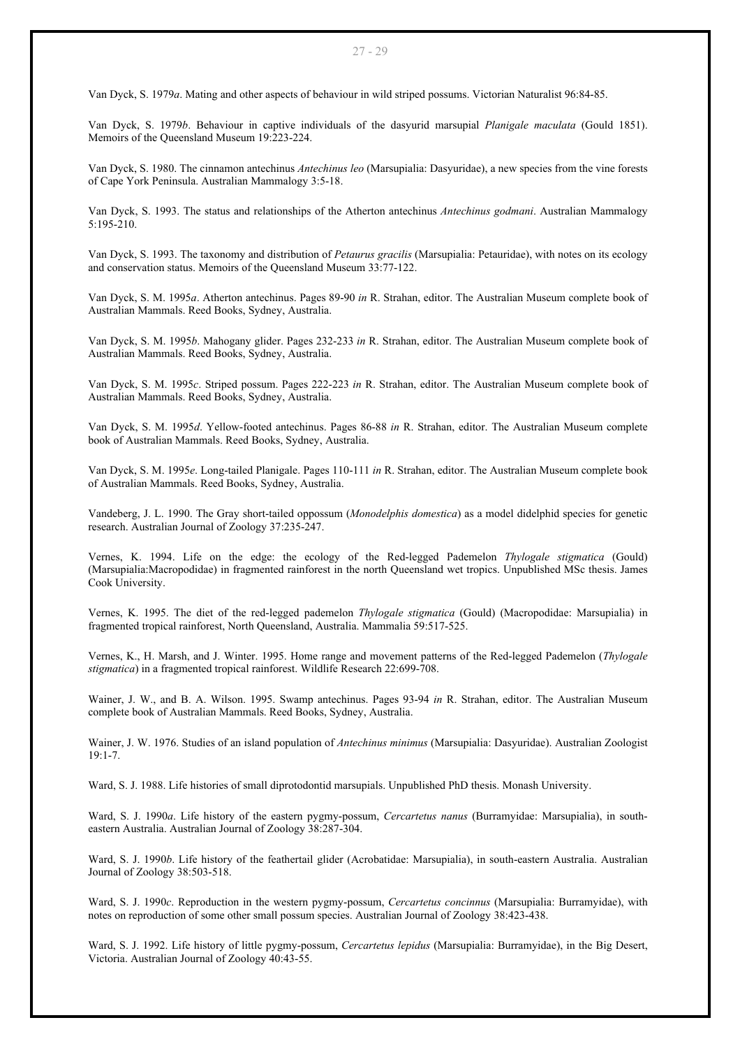Van Dyck, S. 1979*a*. Mating and other aspects of behaviour in wild striped possums. Victorian Naturalist 96:84-85.

Van Dyck, S. 1979*b*. Behaviour in captive individuals of the dasyurid marsupial *Planigale maculata* (Gould 1851). Memoirs of the Queensland Museum 19:223-224.

Van Dyck, S. 1980. The cinnamon antechinus *Antechinus leo* (Marsupialia: Dasyuridae), a new species from the vine forests of Cape York Peninsula. Australian Mammalogy 3:5-18.

Van Dyck, S. 1993. The status and relationships of the Atherton antechinus *Antechinus godmani*. Australian Mammalogy 5:195-210.

Van Dyck, S. 1993. The taxonomy and distribution of *Petaurus gracilis* (Marsupialia: Petauridae), with notes on its ecology and conservation status. Memoirs of the Queensland Museum 33:77-122.

Van Dyck, S. M. 1995*a*. Atherton antechinus. Pages 89-90 *in* R. Strahan, editor. The Australian Museum complete book of Australian Mammals. Reed Books, Sydney, Australia.

Van Dyck, S. M. 1995*b*. Mahogany glider. Pages 232-233 *in* R. Strahan, editor. The Australian Museum complete book of Australian Mammals. Reed Books, Sydney, Australia.

Van Dyck, S. M. 1995*c*. Striped possum. Pages 222-223 *in* R. Strahan, editor. The Australian Museum complete book of Australian Mammals. Reed Books, Sydney, Australia.

Van Dyck, S. M. 1995*d*. Yellow-footed antechinus. Pages 86-88 *in* R. Strahan, editor. The Australian Museum complete book of Australian Mammals. Reed Books, Sydney, Australia.

Van Dyck, S. M. 1995*e*. Long-tailed Planigale. Pages 110-111 *in* R. Strahan, editor. The Australian Museum complete book of Australian Mammals. Reed Books, Sydney, Australia.

Vandeberg, J. L. 1990. The Gray short-tailed oppossum (*Monodelphis domestica*) as a model didelphid species for genetic research. Australian Journal of Zoology 37:235-247.

Vernes, K. 1994. Life on the edge: the ecology of the Red-legged Pademelon *Thylogale stigmatica* (Gould) (Marsupialia:Macropodidae) in fragmented rainforest in the north Queensland wet tropics. Unpublished MSc thesis. James Cook University.

Vernes, K. 1995. The diet of the red-legged pademelon *Thylogale stigmatica* (Gould) (Macropodidae: Marsupialia) in fragmented tropical rainforest, North Queensland, Australia. Mammalia 59:517-525.

Vernes, K., H. Marsh, and J. Winter. 1995. Home range and movement patterns of the Red-legged Pademelon (*Thylogale stigmatica*) in a fragmented tropical rainforest. Wildlife Research 22:699-708.

Wainer, J. W., and B. A. Wilson. 1995. Swamp antechinus. Pages 93-94 *in* R. Strahan, editor. The Australian Museum complete book of Australian Mammals. Reed Books, Sydney, Australia.

Wainer, J. W. 1976. Studies of an island population of *Antechinus minimus* (Marsupialia: Dasyuridae). Australian Zoologist 19:1-7.

Ward, S. J. 1988. Life histories of small diprotodontid marsupials. Unpublished PhD thesis. Monash University.

Ward, S. J. 1990*a*. Life history of the eastern pygmy-possum, *Cercartetus nanus* (Burramyidae: Marsupialia), in south-eastern Australia. Australian Journal of Zoology 38:287-304.

Ward, S. J. 1990*b*. Life history of the feathertail glider (Acrobatidae: Marsupialia), in south-eastern Australia. Australian Journal of Zoology 38:503-518.

Ward, S. J. 1990*c*. Reproduction in the western pygmy-possum, *Cercartetus concinnus* (Marsupialia: Burramyidae), with notes on reproduction of some other small possum species. Australian Journal of Zoology 38:423-438.

Ward, S. J. 1992. Life history of little pygmy-possum, *Cercartetus lepidus* (Marsupialia: Burramyidae), in the Big Desert, Victoria. Australian Journal of Zoology 40:43-55.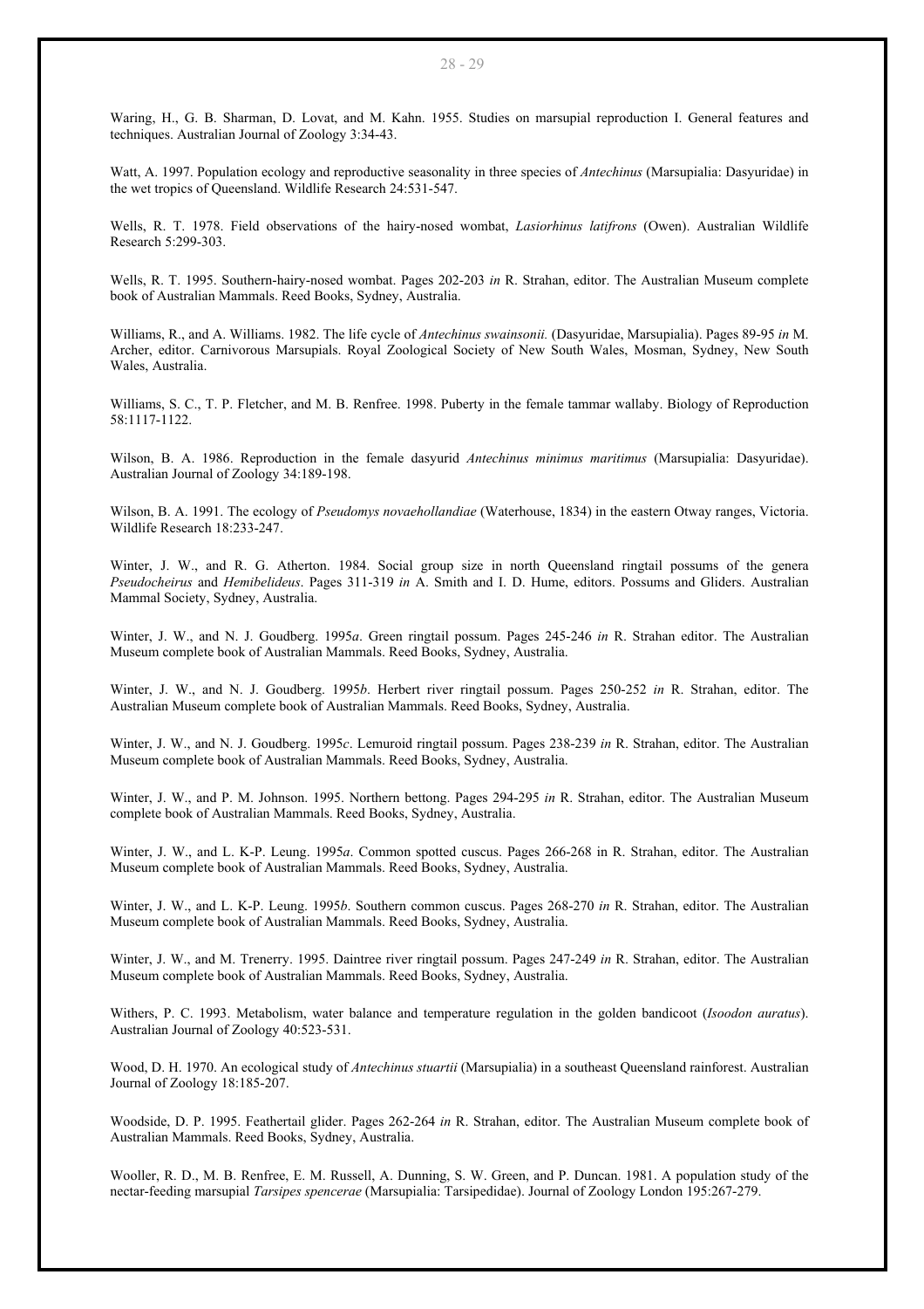Waring, H., G. B. Sharman, D. Lovat, and M. Kahn. 1955. Studies on marsupial reproduction I. General features and techniques. Australian Journal of Zoology 3:34-43.

Watt, A. 1997. Population ecology and reproductive seasonality in three species of *Antechinus* (Marsupialia: Dasyuridae) in the wet tropics of Queensland. Wildlife Research 24:531-547.

Wells, R. T. 1978. Field observations of the hairy-nosed wombat, *Lasiorhinus latifrons* (Owen). Australian Wildlife Research 5:299-303.

Wells, R. T. 1995. Southern-hairy-nosed wombat. Pages 202-203 *in* R. Strahan, editor. The Australian Museum complete book of Australian Mammals. Reed Books, Sydney, Australia.

Williams, R., and A. Williams. 1982. The life cycle of *Antechinus swainsonii.* (Dasyuridae, Marsupialia). Pages 89-95 *in* M. Archer, editor. Carnivorous Marsupials. Royal Zoological Society of New South Wales, Mosman, Sydney, New South Wales, Australia.

Williams, S. C., T. P. Fletcher, and M. B. Renfree. 1998. Puberty in the female tammar wallaby. Biology of Reproduction 58:1117-1122.

Wilson, B. A. 1986. Reproduction in the female dasyurid *Antechinus minimus maritimus* (Marsupialia: Dasyuridae). Australian Journal of Zoology 34:189-198.

Wilson, B. A. 1991. The ecology of *Pseudomys novaehollandiae* (Waterhouse, 1834) in the eastern Otway ranges, Victoria. Wildlife Research 18:233-247.

Winter, J. W., and R. G. Atherton. 1984. Social group size in north Queensland ringtail possums of the genera *Pseudocheirus* and *Hemibelideus*. Pages 311-319 *in* A. Smith and I. D. Hume, editors. Possums and Gliders. Australian Mammal Society, Sydney, Australia.

Winter, J. W., and N. J. Goudberg. 1995*a*. Green ringtail possum. Pages 245-246 *in* R. Strahan editor. The Australian Museum complete book of Australian Mammals. Reed Books, Sydney, Australia.

Winter, J. W., and N. J. Goudberg. 1995*b*. Herbert river ringtail possum. Pages 250-252 *in* R. Strahan, editor. The Australian Museum complete book of Australian Mammals. Reed Books, Sydney, Australia.

Winter, J. W., and N. J. Goudberg. 1995*c*. Lemuroid ringtail possum. Pages 238-239 *in* R. Strahan, editor. The Australian Museum complete book of Australian Mammals. Reed Books, Sydney, Australia.

Winter, J. W., and P. M. Johnson. 1995. Northern bettong. Pages 294-295 *in* R. Strahan, editor. The Australian Museum complete book of Australian Mammals. Reed Books, Sydney, Australia.

Winter, J. W., and L. K-P. Leung. 1995*a*. Common spotted cuscus. Pages 266-268 in R. Strahan, editor. The Australian Museum complete book of Australian Mammals. Reed Books, Sydney, Australia.

Winter, J. W., and L. K-P. Leung. 1995*b*. Southern common cuscus. Pages 268-270 *in* R. Strahan, editor. The Australian Museum complete book of Australian Mammals. Reed Books, Sydney, Australia.

Winter, J. W., and M. Trenerry. 1995. Daintree river ringtail possum. Pages 247-249 *in* R. Strahan, editor. The Australian Museum complete book of Australian Mammals. Reed Books, Sydney, Australia.

Withers, P. C. 1993. Metabolism, water balance and temperature regulation in the golden bandicoot (*Isoodon auratus*). Australian Journal of Zoology 40:523-531.

Wood, D. H. 1970. An ecological study of *Antechinus stuartii* (Marsupialia) in a southeast Queensland rainforest. Australian Journal of Zoology 18:185-207.

Woodside, D. P. 1995. Feathertail glider. Pages 262-264 *in* R. Strahan, editor. The Australian Museum complete book of Australian Mammals. Reed Books, Sydney, Australia.

Wooller, R. D., M. B. Renfree, E. M. Russell, A. Dunning, S. W. Green, and P. Duncan. 1981. A population study of the nectar-feeding marsupial *Tarsipes spencerae* (Marsupialia: Tarsipedidae). Journal of Zoology London 195:267-279.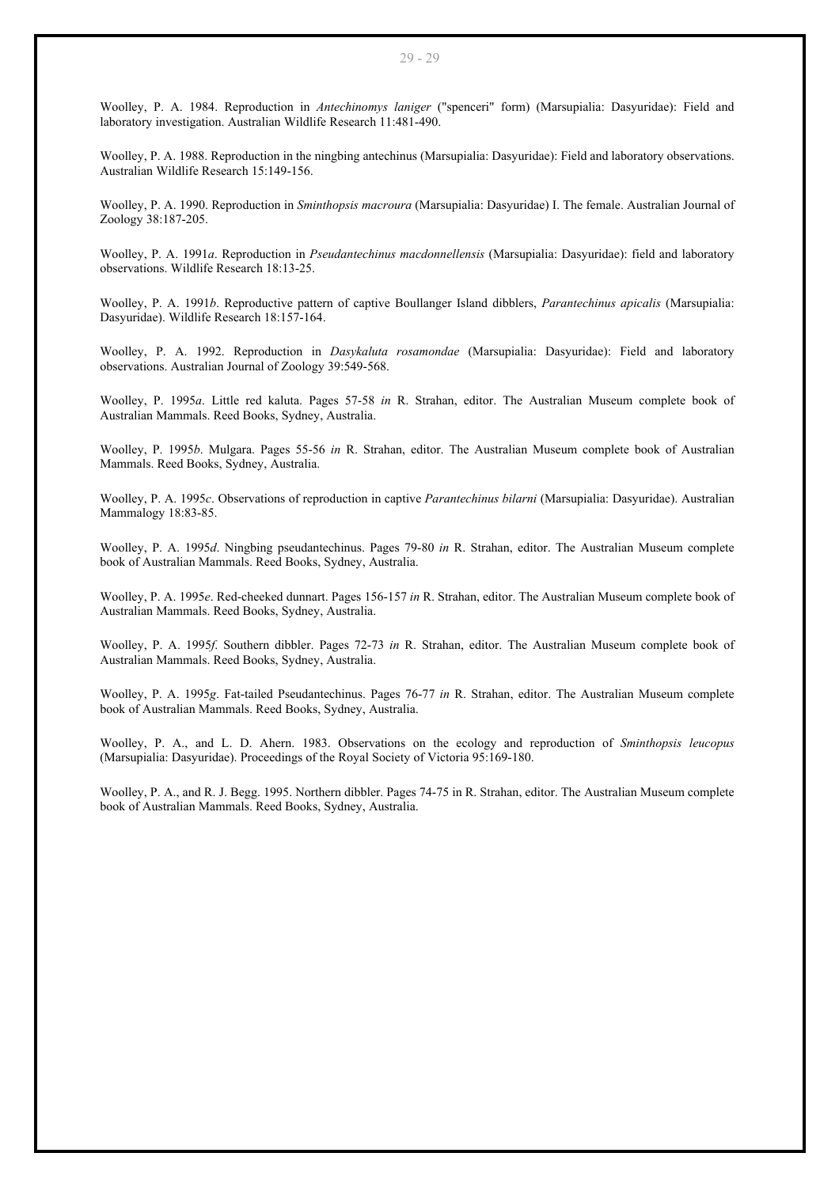Woolley, P. A. 1984. Reproduction in *Antechinomys laniger* ("spenceri" form) (Marsupialia: Dasyuridae): Field and laboratory investigation. Australian Wildlife Research 11:481-490.

Woolley, P. A. 1988. Reproduction in the ningbing antechinus (Marsupialia: Dasyuridae): Field and laboratory observations. Australian Wildlife Research 15:149-156.

Woolley, P. A. 1990. Reproduction in *Sminthopsis macroura* (Marsupialia: Dasyuridae) I. The female. Australian Journal of Zoology 38:187-205.

Woolley, P. A. 1991*a*. Reproduction in *Pseudantechinus macdonnellensis* (Marsupialia: Dasyuridae): field and laboratory observations. Wildlife Research 18:13-25.

Woolley, P. A. 1991*b*. Reproductive pattern of captive Boullanger Island dibblers, *Parantechinus apicalis* (Marsupialia: Dasyuridae). Wildlife Research 18:157-164.

Woolley, P. A. 1992. Reproduction in *Dasykaluta rosamondae* (Marsupialia: Dasyuridae): Field and laboratory observations. Australian Journal of Zoology 39:549-568.

Woolley, P. 1995*a*. Little red kaluta. Pages 57-58 *in* R. Strahan, editor. The Australian Museum complete book of Australian Mammals. Reed Books, Sydney, Australia.

Woolley, P. 1995*b*. Mulgara. Pages 55-56 *in* R. Strahan, editor. The Australian Museum complete book of Australian Mammals. Reed Books, Sydney, Australia.

Woolley, P. A. 1995*c*. Observations of reproduction in captive *Parantechinus bilarni* (Marsupialia: Dasyuridae). Australian Mammalogy 18:83-85.

Woolley, P. A. 1995*d*. Ningbing pseudantechinus. Pages 79-80 *in* R. Strahan, editor. The Australian Museum complete book of Australian Mammals. Reed Books, Sydney, Australia.

Woolley, P. A. 1995*e*. Red-cheeked dunnart. Pages 156-157 *in* R. Strahan, editor. The Australian Museum complete book of Australian Mammals. Reed Books, Sydney, Australia.

Woolley, P. A. 1995*f*. Southern dibbler. Pages 72-73 *in* R. Strahan, editor. The Australian Museum complete book of Australian Mammals. Reed Books, Sydney, Australia.

Woolley, P. A. 1995*g*. Fat-tailed Pseudantechinus. Pages 76-77 *in* R. Strahan, editor. The Australian Museum complete book of Australian Mammals. Reed Books, Sydney, Australia.

Woolley, P. A., and L. D. Ahern. 1983. Observations on the ecology and reproduction of *Sminthopsis leucopus* (Marsupialia: Dasyuridae). Proceedings of the Royal Society of Victoria 95:169-180.

Woolley, P. A., and R. J. Begg. 1995. Northern dibbler. Pages 74-75 in R. Strahan, editor. The Australian Museum complete book of Australian Mammals. Reed Books, Sydney, Australia.